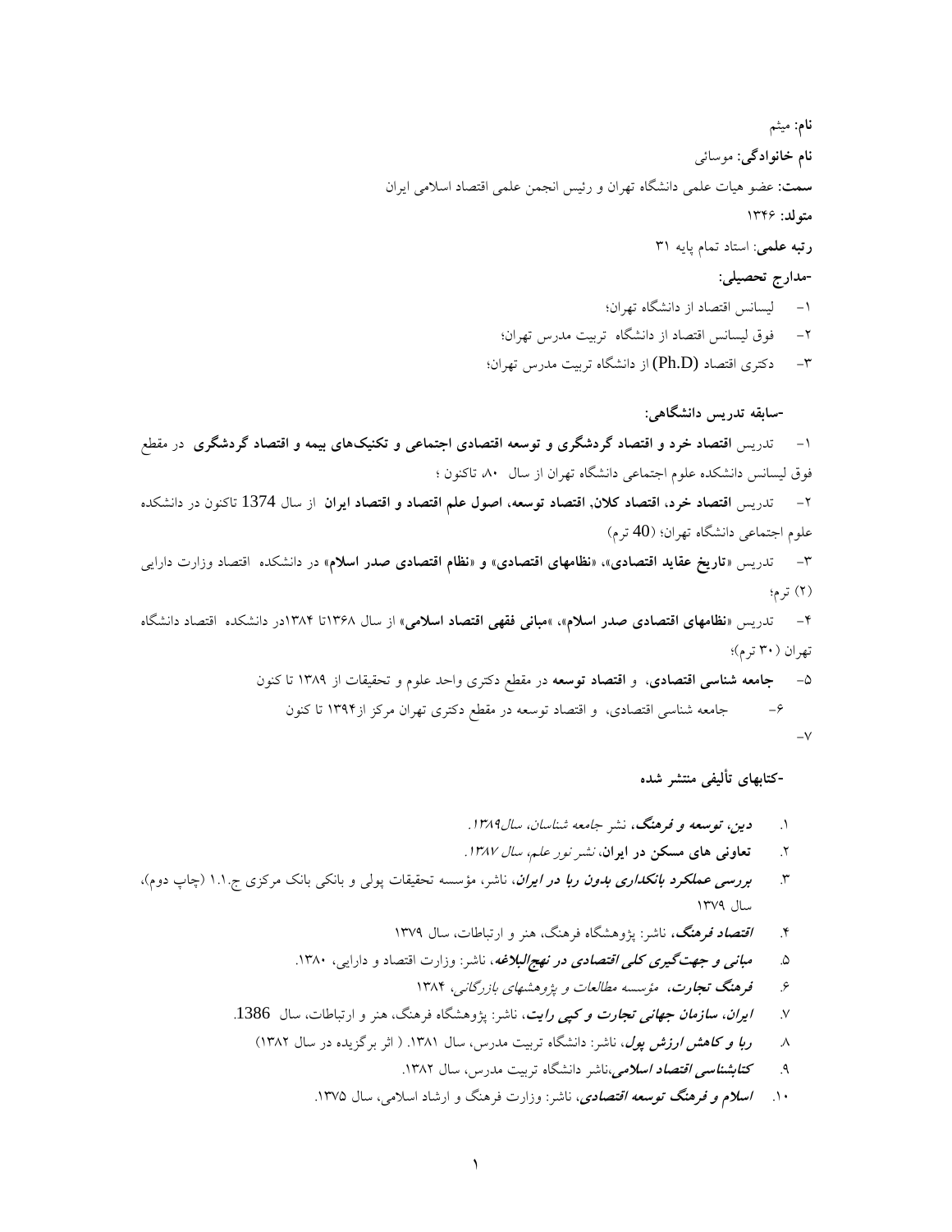**نام:** میثم

**نام خانوادگی:** موسائی

**سمت:** عضو هیات علمی دانشگاه تهران و رئیس انجمن علمی اقتصاد اسلامی ایران

**متولد:** ۱۳۴۶

**رتبه علمی:** استاد تمام پایه ۳۱

**-مدارج تحصیلی:**

۱- لیسانس اقتصاد از دانشگاه تهران؛

۲- فوق لیسانس اقتصاد از دانشگاه تربیت مدرس تهران؛

۳- دکتری اقتصاد (Ph.D) از دانشگاه تربیت مدرس تهران؛

**-سابقه تدریس دانشگاهی:**

۱- تدریس **اقتصاد خرد و اقتصاد گردشگری و توسعه اقتصادی اجتماعی و تکنیک‌های بیمه و اقتصاد گردشگری** در مقطع فوق لیسانس دانشکده علوم اجتماعی دانشگاه تهران از سال ۸۰، تاکنون ؛

۲- تدریس **اقتصاد خرد، اقتصاد کلان, اقتصاد توسعه، اصول علم اقتصاد و اقتصاد ایران** از سال 1374 تاکنون در دانشکده علوم اجتماعی دانشگاه تهران؛ (40 ترم)

۳- تدریس «**تاریخ عقاید اقتصادی**»، «**نظامهای اقتصادی**» و «**نظام اقتصادی صدر اسلام**» در دانشکده اقتصاد وزارت دارایی (۲) ترم؛

۴- تدریس «**نظامهای اقتصادی صدر اسلام**»، »**مبانی فقهی اقتصاد اسلامی**» از سال ۱۳۶۸تا ۱۳۸۴در دانشکده اقتصاد دانشگاه تهران (۳۰ ترم)؛

۵- **جامعه شناسی اقتصادی**، و **اقتصاد توسعه** در مقطع دکتری واحد علوم و تحقیقات از ۱۳۸۹ تا کنون

۶- جامعه شناسی اقتصادی، و اقتصاد توسعه در مقطع دکتری تهران مرکز از۱۳۹۴ تا کنون

۷-

**-کتابهای تألیفی منتشر شده**

۱. ***دین، توسعه و فرهنگ***، نشر *جامعه شناسان، سال۱۳۸۹.*
۲. **تعاونی های مسکن در ایران**، *نشر نور علم، سال ۱۳۸۷.*
۳. ***بررسی عملکرد بانکداری بدون ربا در ایران***، ناشر، مؤسسه تحقیقات پولی و بانکی بانک مرکزی ج.ا.ا (چاپ دوم)، سال ۱۳۷۹
۴. ***اقتصاد فرهنگ***، ناشر: پژوهشگاه فرهنگ، هنر و ارتباطات، سال ۱۳۷۹
۵. ***مبانی و جهت‌گیری کلی اقتصادی در نهج‌البلاغه***، ناشر: وزارت اقتصاد و دارایی، ۱۳۸۰.
۶. ***فرهنگ تجارت***، *مؤسسه مطالعات و پژوهشهای بازرگانی*، ۱۳۸۴
۷. ***ایران، سازمان جهانی تجارت و کپی رایت***، ناشر: پژوهشگاه فرهنگ، هنر و ارتباطات، سال 1386.
۸. ***ربا و کاهش ارزش پول***، ناشر: دانشگاه تربیت مدرس، سال ۱۳۸۱. ( اثر برگزیده در سال ۱۳۸۲)
۹. ***کتابشناسی اقتصاد اسلامی***،ناشر دانشگاه تربیت مدرس، سال ۱۳۸۲.
۱۰. ***اسلام و فرهنگ توسعه اقتصادی***، ناشر: وزارت فرهنگ و ارشاد اسلامی، سال ۱۳۷۵.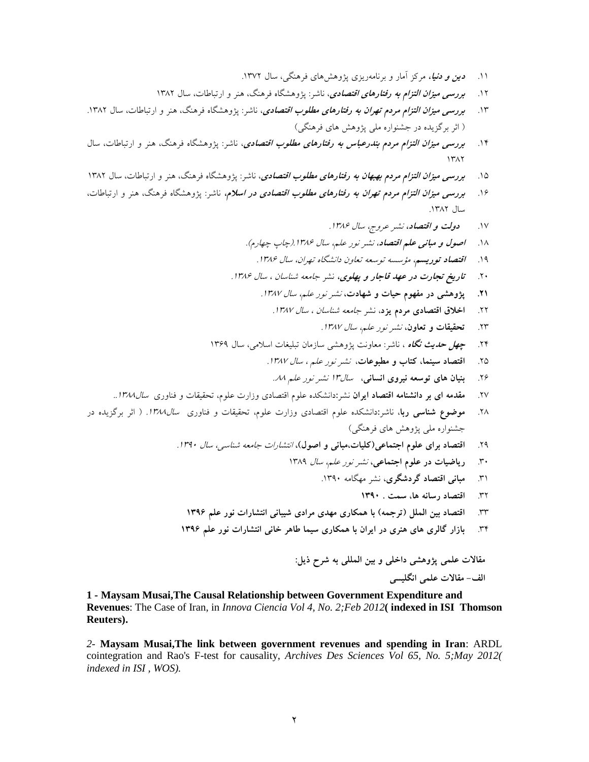۱۱. ***دین و دنیا***، مرکز آمار و برنامه‌ریزی پژوهش‌های فرهنگی، سال ۱۳۷۲.

۱۲. ***بررسی میزان التزام به رفتارهای اقتصادی***، ناشر: پژوهشگاه فرهنگ، هنر و ارتباطات، سال ۱۳۸۲

۱۳. ***بررسی میزان التزام مردم تهران به رفتارهای مطلوب اقتصادی***، ناشر: پژوهشگاه فرهنگ، هنر و ارتباطات، سال ۱۳۸۲. ( اثر برگزیده در جشنواره ملی پژوهش های فرهنگی)

۱۴. ***بررسی میزان التزام مردم بندرعباس به رفتارهای مطلوب اقتصادی***، ناشر: پژوهشگاه فرهنگ، هنر و ارتباطات، سال ۱۳۸۲

۱۵. ***بررسی میزان التزام مردم بهبهان به رفتارهای مطلوب اقتصادی***، ناشر: پژوهشگاه فرهنگ، هنر و ارتباطات، سال ۱۳۸۲

۱۶. ***بررسی میزان التزام مردم تهران به رفتارهای مطلوب اقتصادی در اسلام***، ناشر: پژوهشگاه فرهنگ، هنر و ارتباطات، سال ۱۳۸۲.

۱۷. ***دولت و اقتصاد***، *نشر عروج، سال ۱۳۸۶.*

۱۸. ***اصول و مبانی علم اقتصاد***، *نشر نور علم، سال ۱۳۸۶.(چاپ چهارم).*

۱۹. ***اقتصاد توریسم***، *مؤسسه توسعه تعاون دانشگاه تهران، سال ۱۳۸۶.*

۲۰. ***تاریخ تجارت در عهد قاجار و پهلوی***، *نشر جامعه شناسان ، سال ۱۳۸۶.*

**۲۱. پژوهشی در مفهوم حیات و شهادت**، *نشر نور علم، سال ۱۳۸۷.*

۲۲. **اخلاق اقتصادی مردم یزد**، نشر *جامعه شناسان ، سال ۱۳۸۷.*

۲۳. **تحقیقات و تعاون**، *نشر نور علم، سال ۱۳۸۷.*

۲۴. ***چهل حدیث نگاه*** ، ناشر: معاونت پژوهشی سازمان تبلیغات اسلامی، سال ۱۳۶۹

۲۵. **اقتصاد سینما، کتاب و مطبوعات**، *نشر نور علم ، سال ۱۳۸۷.*

۲۶. **بنیان های توسعه نیروی انسانی**، *سال۱۳ نشر نور علم ۸۸.*

۲۷. **مقدمه ای بر دانشنامه اقتصاد ایران** نشر:دانشکده علوم اقتصادی وزارت علوم، تحقیقات و فناوری *سال۱۳۸۸..*

۲۸. **موضوع شناسی ربا**، ناشر:دانشکده علوم اقتصادی وزارت علوم، تحقیقات و فناوری *سال۱۳۸۸.* ( اثر برگزیده در جشنواره ملی پژوهش های فرهنگی)

۲۹. **اقتصاد برای علوم اجتماعی(کلیات،مبانی و اصول)**، *انتشارات جامعه شناسی، سال ۱۳۹۰.*

۳۰. **ریاضیات در علوم اجتماعی**، *نشر نور علم، سال* ۱۳۸۹

۳۱. **مبانی اقتصاد گردشگری**، نشر مهگامه ۱۳۹۰.

۳۲. **اقتصاد رسانه ها، سمت . ۱۳۹۰**

۳۳. **اقتصاد بین الملل (ترجمه) با همکاری مهدی مرادی شیبانی انتشارات نور علم ۱۳۹۶**

۳۴. **بازار گالری های هنری در ایران با همکاری سیما طاهر خانی انتشارات نور علم ۱۳۹۶**

**مقالات علمی پژوهشی داخلی و بین المللی به شرح ذیل:**

**الف- مقالات علمی انگلیسی**

**1 - Maysam Musai,The Causal Relationship between Government Expenditure and Revenues**: The Case of Iran, in *Innova Ciencia Vol 4, No. 2;Feb 2012* **( indexed in ISI Thomson Reuters).**

*2-* **Maysam Musai,The link between government revenues and spending in Iran**: ARDL cointegration and Rao's F-test for causality, *Archives Des Sciences Vol 65, No. 5;May 2012( indexed in ISI , WOS).*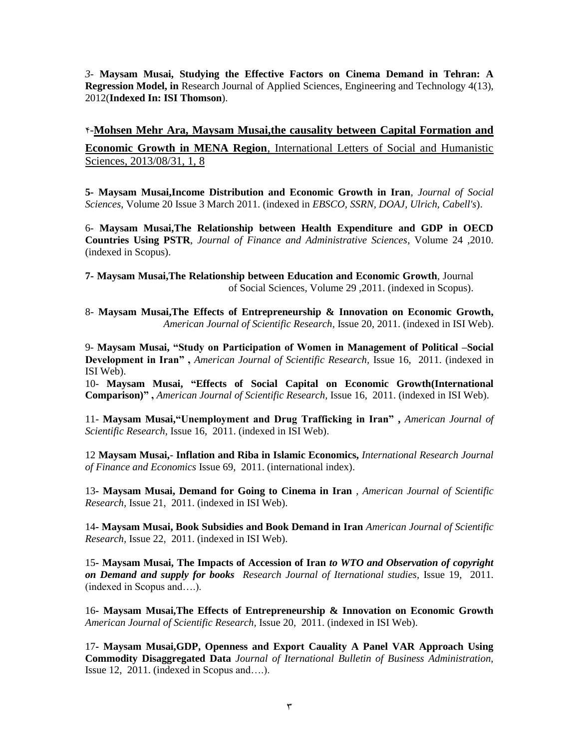*3*- **Maysam Musai, Studying the Effective Factors on Cinema Demand in Tehran: A Regression Model, in** Research Journal of Applied Sciences, Engineering and Technology 4(13), 2012(**Indexed In: ISI Thomson**).

۴-**Mohsen Mehr Ara, Maysam Musai,the causality between Capital Formation and Economic Growth in MENA Region**, International Letters of Social and Humanistic Sciences, 2013/08/31, 1, 8

**5- Maysam Musai,Income Distribution and Economic Growth in Iran**, *Journal of Social Sciences*, Volume 20 Issue 3 March 2011. (indexed in *EBSCO, SSRN, DOAJ, Ulrich, Cabell's*).

6- **Maysam Musai,The Relationship between Health Expenditure and GDP in OECD Countries Using PSTR**, *Journal of Finance and Administrative Sciences*, Volume 24 ,2010. (indexed in Scopus).

**7- Maysam Musai,The Relationship between Education and Economic Growth**, Journal of Social Sciences, Volume 29 ,2011. (indexed in Scopus).

8- **Maysam Musai,The Effects of Entrepreneurship & Innovation on Economic Growth,** *American Journal of Scientific Research,* Issue 20, 2011. (indexed in ISI Web).

9- **Maysam Musai, "Study on Participation of Women in Management of Political –Social Development in Iran" ,** *American Journal of Scientific Research,* Issue 16, 2011. (indexed in ISI Web).

10- **Maysam Musai, "Effects of Social Capital on Economic Growth(International Comparison)" ,** *American Journal of Scientific Research,* Issue 16, 2011. (indexed in ISI Web).

11- **Maysam Musai,"Unemployment and Drug Trafficking in Iran" ,** *American Journal of Scientific Research,* Issue 16, 2011. (indexed in ISI Web).

12 **Maysam Musai,- Inflation and Riba in Islamic Economics,** *International Research Journal of Finance and Economics* Issue 69, 2011. (international index).

13- **Maysam Musai, Demand for Going to Cinema in Iran** , *American Journal of Scientific Research,* Issue 21, 2011. (indexed in ISI Web).

14- **Maysam Musai, Book Subsidies and Book Demand in Iran** *American Journal of Scientific Research,* Issue 22, 2011. (indexed in ISI Web).

15- **Maysam Musai, The Impacts of Accession of Iran** ***to WTO and Observation of copyright on Demand and supply for books*** *Research Journal of Iternational studies,* Issue 19, 2011. (indexed in Scopus and….).

16- **Maysam Musai,The Effects of Entrepreneurship & Innovation on Economic Growth** *American Journal of Scientific Research,* Issue 20, 2011. (indexed in ISI Web).

17- **Maysam Musai,GDP, Openness and Export Cauality A Panel VAR Approach Using Commodity Disaggregated Data** *Journal of Iternational Bulletin of Business Administration,* Issue 12, 2011. (indexed in Scopus and….).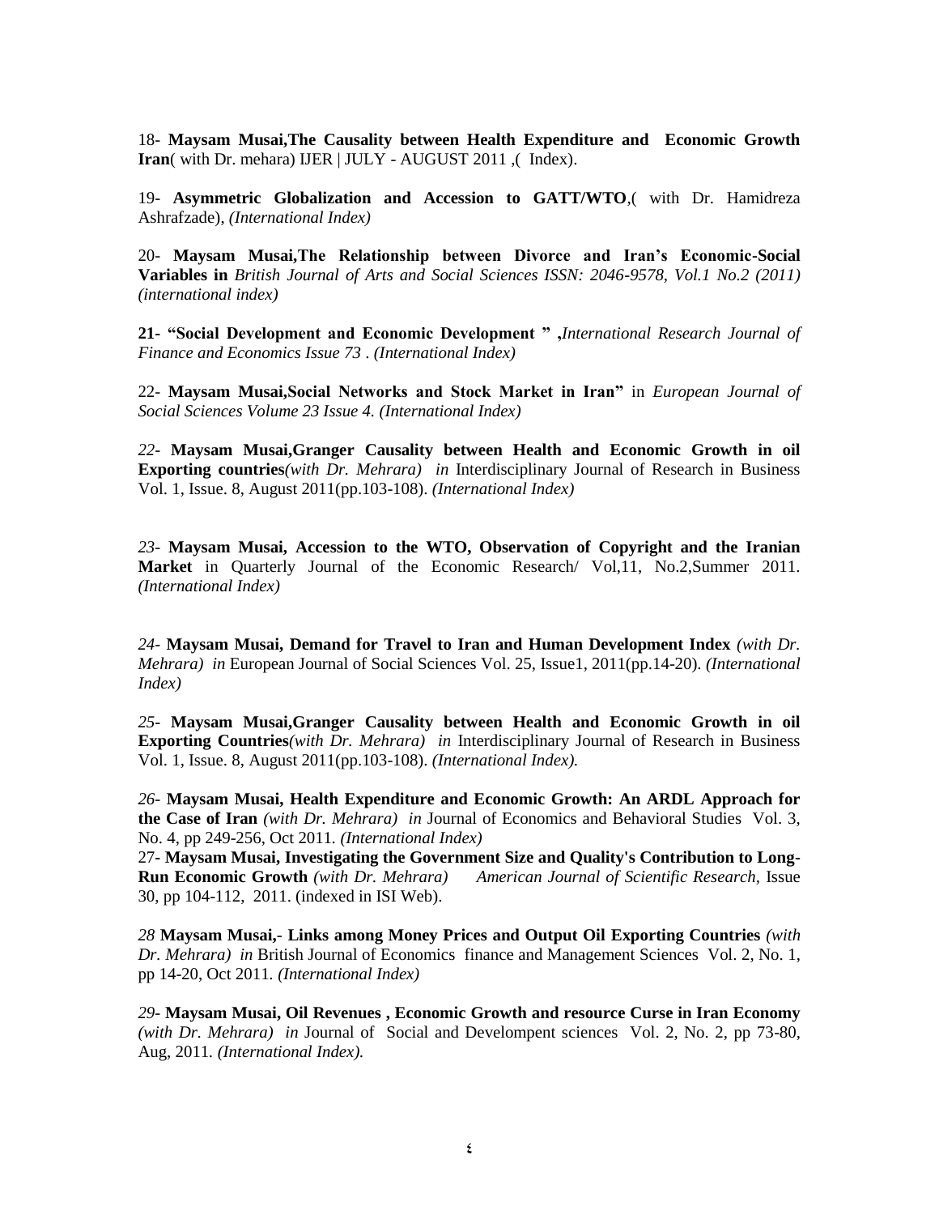18- **Maysam Musai,The Causality between Health Expenditure and Economic Growth Iran**( with Dr. mehara) IJER | JULY - AUGUST 2011 ,( Index).

19- **Asymmetric Globalization and Accession to GATT/WTO**,( with Dr. Hamidreza Ashrafzade), *(International Index)*

20- **Maysam Musai,The Relationship between Divorce and Iran's Economic-Social Variables in** *British Journal of Arts and Social Sciences ISSN: 2046-9578, Vol.1 No.2 (2011) (international index)*

**21- "Social Development and Economic Development " ,***International Research Journal of Finance and Economics Issue 73 . (International Index)*

22- **Maysam Musai,Social Networks and Stock Market in Iran"** in *European Journal of Social Sciences Volume 23 Issue 4. (International Index)*

*22-* **Maysam Musai,Granger Causality between Health and Economic Growth in oil Exporting countries***(with Dr. Mehrara) in* Interdisciplinary Journal of Research in Business Vol. 1, Issue. 8, August 2011(pp.103-108). *(International Index)*

*23-* **Maysam Musai, Accession to the WTO, Observation of Copyright and the Iranian Market** in Quarterly Journal of the Economic Research/ Vol,11, No.2,Summer 2011. *(International Index)*

*24-* **Maysam Musai, Demand for Travel to Iran and Human Development Index** *(with Dr. Mehrara) in* European Journal of Social Sciences Vol. 25, Issue1, 2011(pp.14-20). *(International Index)*

*25-* **Maysam Musai,Granger Causality between Health and Economic Growth in oil Exporting Countries***(with Dr. Mehrara) in* Interdisciplinary Journal of Research in Business Vol. 1, Issue. 8, August 2011(pp.103-108). *(International Index).*

*26-* **Maysam Musai, Health Expenditure and Economic Growth: An ARDL Approach for the Case of Iran** *(with Dr. Mehrara) in* Journal of Economics and Behavioral Studies Vol. 3, No. 4, pp 249-256, Oct 2011. *(International Index)*

27- **Maysam Musai, Investigating the Government Size and Quality's Contribution to Long-Run Economic Growth** *(with Dr. Mehrara) American Journal of Scientific Research,* Issue 30, pp 104-112, 2011. (indexed in ISI Web).

*28* **Maysam Musai,- Links among Money Prices and Output Oil Exporting Countries** *(with Dr. Mehrara) in* British Journal of Economics finance and Management Sciences Vol. 2, No. 1, pp 14-20, Oct 2011. *(International Index)*

*29-* **Maysam Musai, Oil Revenues , Economic Growth and resource Curse in Iran Economy** *(with Dr. Mehrara) in* Journal of Social and Develompent sciences Vol. 2, No. 2, pp 73-80, Aug, 2011. *(International Index).*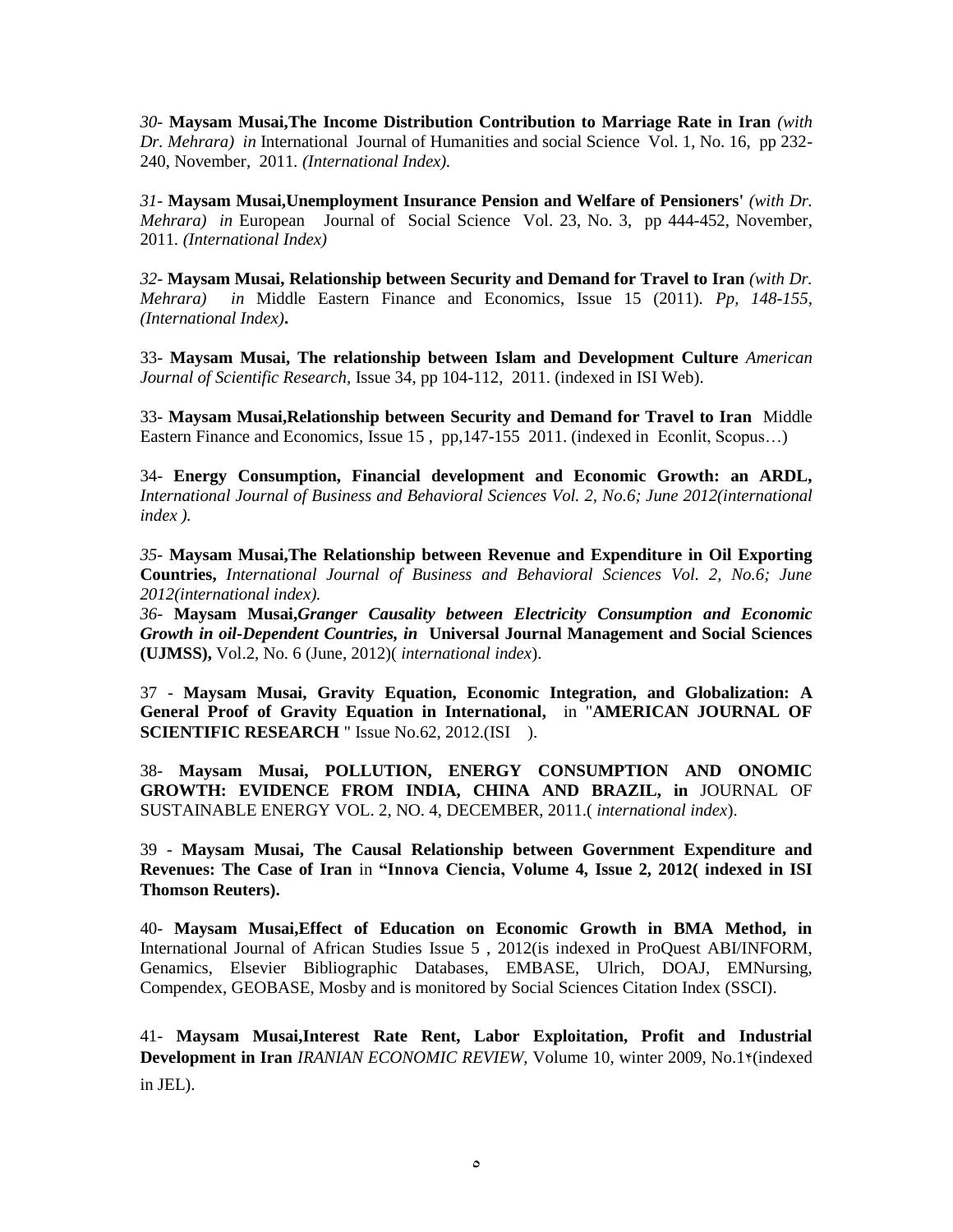*30-* **Maysam Musai,The Income Distribution Contribution to Marriage Rate in Iran** *(with Dr. Mehrara) in* International Journal of Humanities and social Science Vol. 1, No. 16, pp 232-240, November, 2011. *(International Index).*

*31-* **Maysam Musai,Unemployment Insurance Pension and Welfare of Pensioners'** *(with Dr. Mehrara) in* European Journal of Social Science Vol. 23, No. 3, pp 444-452, November, 2011. *(International Index)*

*32-* **Maysam Musai, Relationship between Security and Demand for Travel to Iran** *(with Dr. Mehrara) in* Middle Eastern Finance and Economics, Issue 15 (2011). *Pp, 148-155, (International Index)***.**

33- **Maysam Musai, The relationship between Islam and Development Culture** *American Journal of Scientific Research,* Issue 34, pp 104-112, 2011. (indexed in ISI Web).

33- **Maysam Musai,Relationship between Security and Demand for Travel to Iran** Middle Eastern Finance and Economics, Issue 15 , pp,147-155 2011. (indexed in Econlit, Scopus…)

34- **Energy Consumption, Financial development and Economic Growth: an ARDL,** *International Journal of Business and Behavioral Sciences Vol. 2, No.6; June 2012(international index ).*

*35-* **Maysam Musai,The Relationship between Revenue and Expenditure in Oil Exporting Countries,** *International Journal of Business and Behavioral Sciences Vol. 2, No.6; June 2012(international index).*
*36-* **Maysam Musai,*Granger Causality between Electricity Consumption and Economic Growth in oil-Dependent Countries, in* Universal Journal Management and Social Sciences (UJMSS),** Vol.2, No. 6 (June, 2012)( *international index*).

37 - **Maysam Musai, Gravity Equation, Economic Integration, and Globalization: A General Proof of Gravity Equation in International,** in "**AMERICAN JOURNAL OF SCIENTIFIC RESEARCH** " Issue No.62, 2012.(ISI ).

38- **Maysam Musai, POLLUTION, ENERGY CONSUMPTION AND ONOMIC GROWTH: EVIDENCE FROM INDIA, CHINA AND BRAZIL, in** JOURNAL OF SUSTAINABLE ENERGY VOL. 2, NO. 4, DECEMBER, 2011.( *international index*).

39 - **Maysam Musai, The Causal Relationship between Government Expenditure and Revenues: The Case of Iran** in **"Innova Ciencia, Volume 4, Issue 2, 2012( indexed in ISI Thomson Reuters).**

40- **Maysam Musai,Effect of Education on Economic Growth in BMA Method, in** International Journal of African Studies Issue 5 , 2012(is indexed in ProQuest ABI/INFORM, Genamics, Elsevier Bibliographic Databases, EMBASE, Ulrich, DOAJ, EMNursing, Compendex, GEOBASE, Mosby and is monitored by Social Sciences Citation Index (SSCI).

41- **Maysam Musai,Interest Rate Rent, Labor Exploitation, Profit and Industrial Development in Iran** *IRANIAN ECONOMIC REVIEW*, Volume 10, winter 2009, No.1۴(indexed in JEL).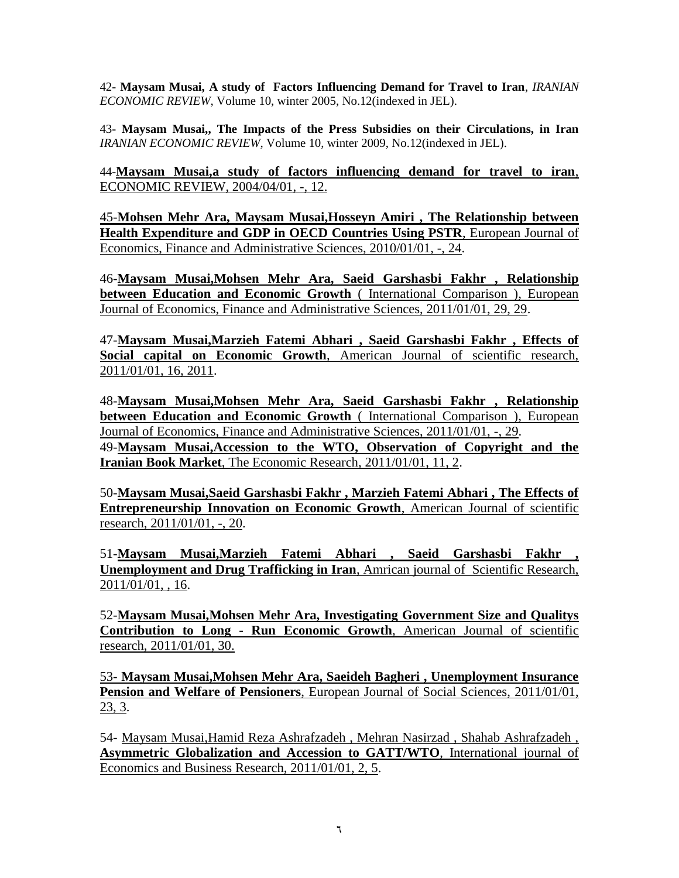42- **Maysam Musai, A study of Factors Influencing Demand for Travel to Iran**, *IRANIAN ECONOMIC REVIEW*, Volume 10, winter 2005, No.12(indexed in JEL).

43- **Maysam Musai,, The Impacts of the Press Subsidies on their Circulations, in Iran** *IRANIAN ECONOMIC REVIEW*, Volume 10, winter 2009, No.12(indexed in JEL).

44-**Maysam Musai,a study of factors influencing demand for travel to iran**, ECONOMIC REVIEW, 2004/04/01, -, 12.

45-**Mohsen Mehr Ara, Maysam Musai,Hosseyn Amiri , The Relationship between Health Expenditure and GDP in OECD Countries Using PSTR**, European Journal of Economics, Finance and Administrative Sciences, 2010/01/01, -, 24.

46-**Maysam Musai,Mohsen Mehr Ara, Saeid Garshasbi Fakhr , Relationship between Education and Economic Growth** ( International Comparison ), European Journal of Economics, Finance and Administrative Sciences, 2011/01/01, 29, 29.

47-**Maysam Musai,Marzieh Fatemi Abhari , Saeid Garshasbi Fakhr , Effects of Social capital on Economic Growth**, American Journal of scientific research, 2011/01/01, 16, 2011.

48-**Maysam Musai,Mohsen Mehr Ara, Saeid Garshasbi Fakhr , Relationship between Education and Economic Growth** ( International Comparison ), European Journal of Economics, Finance and Administrative Sciences, 2011/01/01, -, 29.

49-**Maysam Musai,Accession to the WTO, Observation of Copyright and the Iranian Book Market**, The Economic Research, 2011/01/01, 11, 2.

50-**Maysam Musai,Saeid Garshasbi Fakhr , Marzieh Fatemi Abhari , The Effects of Entrepreneurship Innovation on Economic Growth**, American Journal of scientific research, 2011/01/01, -, 20.

51-**Maysam Musai,Marzieh Fatemi Abhari , Saeid Garshasbi Fakhr , Unemployment and Drug Trafficking in Iran**, Amrican journal of Scientific Research, 2011/01/01, , 16.

52-**Maysam Musai,Mohsen Mehr Ara, Investigating Government Size and Qualitys Contribution to Long - Run Economic Growth**, American Journal of scientific research, 2011/01/01, 30.

53- **Maysam Musai,Mohsen Mehr Ara, Saeideh Bagheri , Unemployment Insurance Pension and Welfare of Pensioners**, European Journal of Social Sciences, 2011/01/01, 23, 3.

54- Maysam Musai,Hamid Reza Ashrafzadeh , Mehran Nasirzad , Shahab Ashrafzadeh , **Asymmetric Globalization and Accession to GATT/WTO**, International journal of Economics and Business Research, 2011/01/01, 2, 5.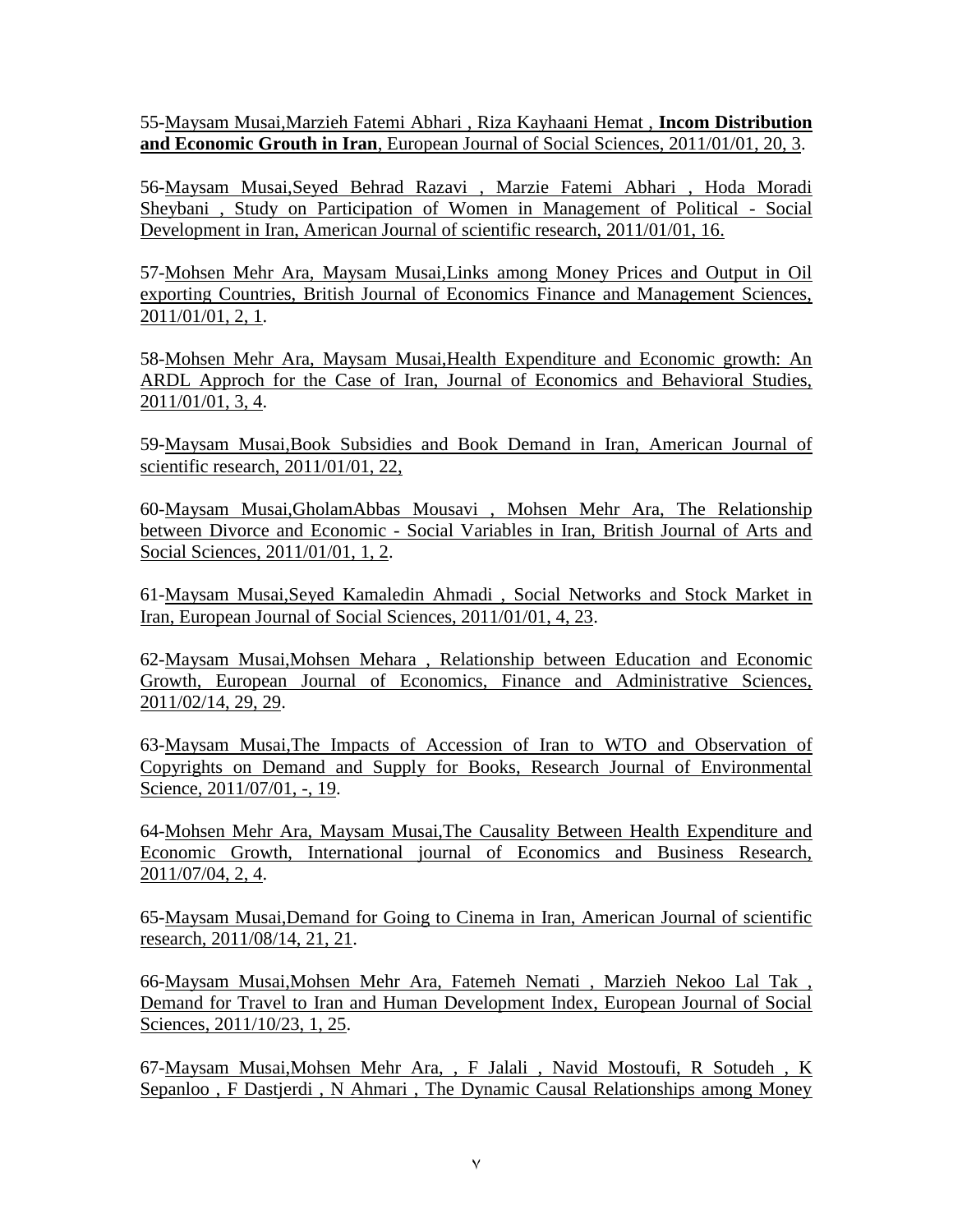55-Maysam Musai,Marzieh Fatemi Abhari , Riza Kayhaani Hemat , **Incom Distribution and Economic Grouth in Iran**, European Journal of Social Sciences, 2011/01/01, 20, 3.

56-Maysam Musai,Seyed Behrad Razavi , Marzie Fatemi Abhari , Hoda Moradi Sheybani , Study on Participation of Women in Management of Political - Social Development in Iran, American Journal of scientific research, 2011/01/01, 16.

57-Mohsen Mehr Ara, Maysam Musai,Links among Money Prices and Output in Oil exporting Countries, British Journal of Economics Finance and Management Sciences, 2011/01/01, 2, 1.

58-Mohsen Mehr Ara, Maysam Musai,Health Expenditure and Economic growth: An ARDL Approch for the Case of Iran, Journal of Economics and Behavioral Studies, 2011/01/01, 3, 4.

59-Maysam Musai,Book Subsidies and Book Demand in Iran, American Journal of scientific research, 2011/01/01, 22,

60-Maysam Musai,GholamAbbas Mousavi , Mohsen Mehr Ara, The Relationship between Divorce and Economic - Social Variables in Iran, British Journal of Arts and Social Sciences, 2011/01/01, 1, 2.

61-Maysam Musai,Seyed Kamaledin Ahmadi , Social Networks and Stock Market in Iran, European Journal of Social Sciences, 2011/01/01, 4, 23.

62-Maysam Musai,Mohsen Mehara , Relationship between Education and Economic Growth, European Journal of Economics, Finance and Administrative Sciences, 2011/02/14, 29, 29.

63-Maysam Musai,The Impacts of Accession of Iran to WTO and Observation of Copyrights on Demand and Supply for Books, Research Journal of Environmental Science, 2011/07/01, -, 19.

64-Mohsen Mehr Ara, Maysam Musai,The Causality Between Health Expenditure and Economic Growth, International journal of Economics and Business Research, 2011/07/04, 2, 4.

65-Maysam Musai,Demand for Going to Cinema in Iran, American Journal of scientific research, 2011/08/14, 21, 21.

66-Maysam Musai,Mohsen Mehr Ara, Fatemeh Nemati , Marzieh Nekoo Lal Tak , Demand for Travel to Iran and Human Development Index, European Journal of Social Sciences, 2011/10/23, 1, 25.

67-Maysam Musai,Mohsen Mehr Ara, , F Jalali , Navid Mostoufi, R Sotudeh , K Sepanloo , F Dastjerdi , N Ahmari , The Dynamic Causal Relationships among Money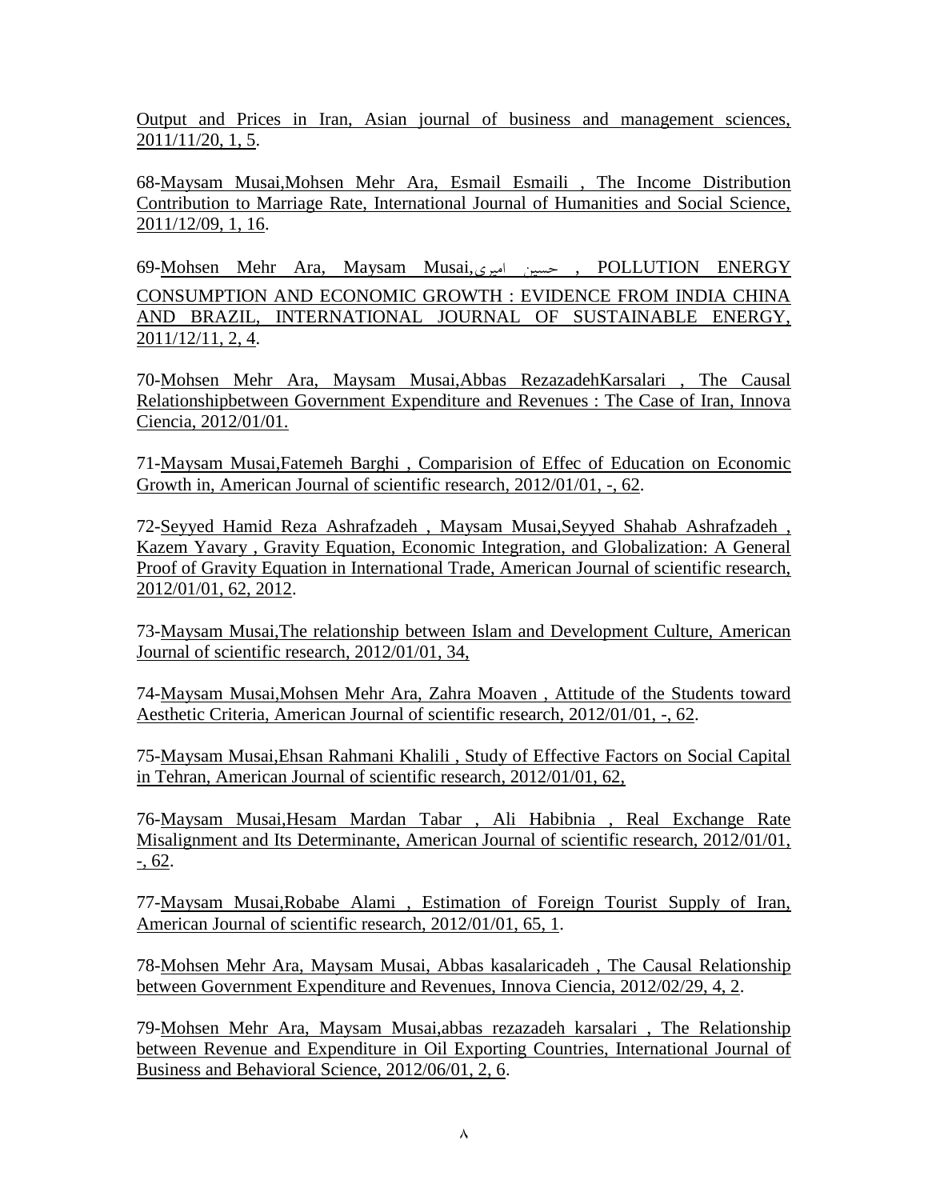Output and Prices in Iran, Asian journal of business and management sciences, 2011/11/20, 1, 5.

68-Maysam Musai,Mohsen Mehr Ara, Esmail Esmaili , The Income Distribution Contribution to Marriage Rate, International Journal of Humanities and Social Science, 2011/12/09, 1, 16.

69-Mohsen Mehr Ara, Maysam Musai,حسین امیری , POLLUTION ENERGY CONSUMPTION AND ECONOMIC GROWTH : EVIDENCE FROM INDIA CHINA AND BRAZIL, INTERNATIONAL JOURNAL OF SUSTAINABLE ENERGY, 2011/12/11, 2, 4.

70-Mohsen Mehr Ara, Maysam Musai,Abbas RezazadehKarsalari , The Causal Relationshipbetween Government Expenditure and Revenues : The Case of Iran, Innova Ciencia, 2012/01/01.

71-Maysam Musai,Fatemeh Barghi , Comparision of Effec of Education on Economic Growth in, American Journal of scientific research, 2012/01/01, -, 62.

72-Seyyed Hamid Reza Ashrafzadeh , Maysam Musai,Seyyed Shahab Ashrafzadeh , Kazem Yavary , Gravity Equation, Economic Integration, and Globalization: A General Proof of Gravity Equation in International Trade, American Journal of scientific research, 2012/01/01, 62, 2012.

73-Maysam Musai,The relationship between Islam and Development Culture, American Journal of scientific research, 2012/01/01, 34,

74-Maysam Musai,Mohsen Mehr Ara, Zahra Moaven , Attitude of the Students toward Aesthetic Criteria, American Journal of scientific research, 2012/01/01, -, 62.

75-Maysam Musai,Ehsan Rahmani Khalili , Study of Effective Factors on Social Capital in Tehran, American Journal of scientific research, 2012/01/01, 62,

76-Maysam Musai,Hesam Mardan Tabar , Ali Habibnia , Real Exchange Rate Misalignment and Its Determinante, American Journal of scientific research, 2012/01/01, -, 62.

77-Maysam Musai,Robabe Alami , Estimation of Foreign Tourist Supply of Iran, American Journal of scientific research, 2012/01/01, 65, 1.

78-Mohsen Mehr Ara, Maysam Musai, Abbas kasalaricadeh , The Causal Relationship between Government Expenditure and Revenues, Innova Ciencia, 2012/02/29, 4, 2.

79-Mohsen Mehr Ara, Maysam Musai,abbas rezazadeh karsalari , The Relationship between Revenue and Expenditure in Oil Exporting Countries, International Journal of Business and Behavioral Science, 2012/06/01, 2, 6.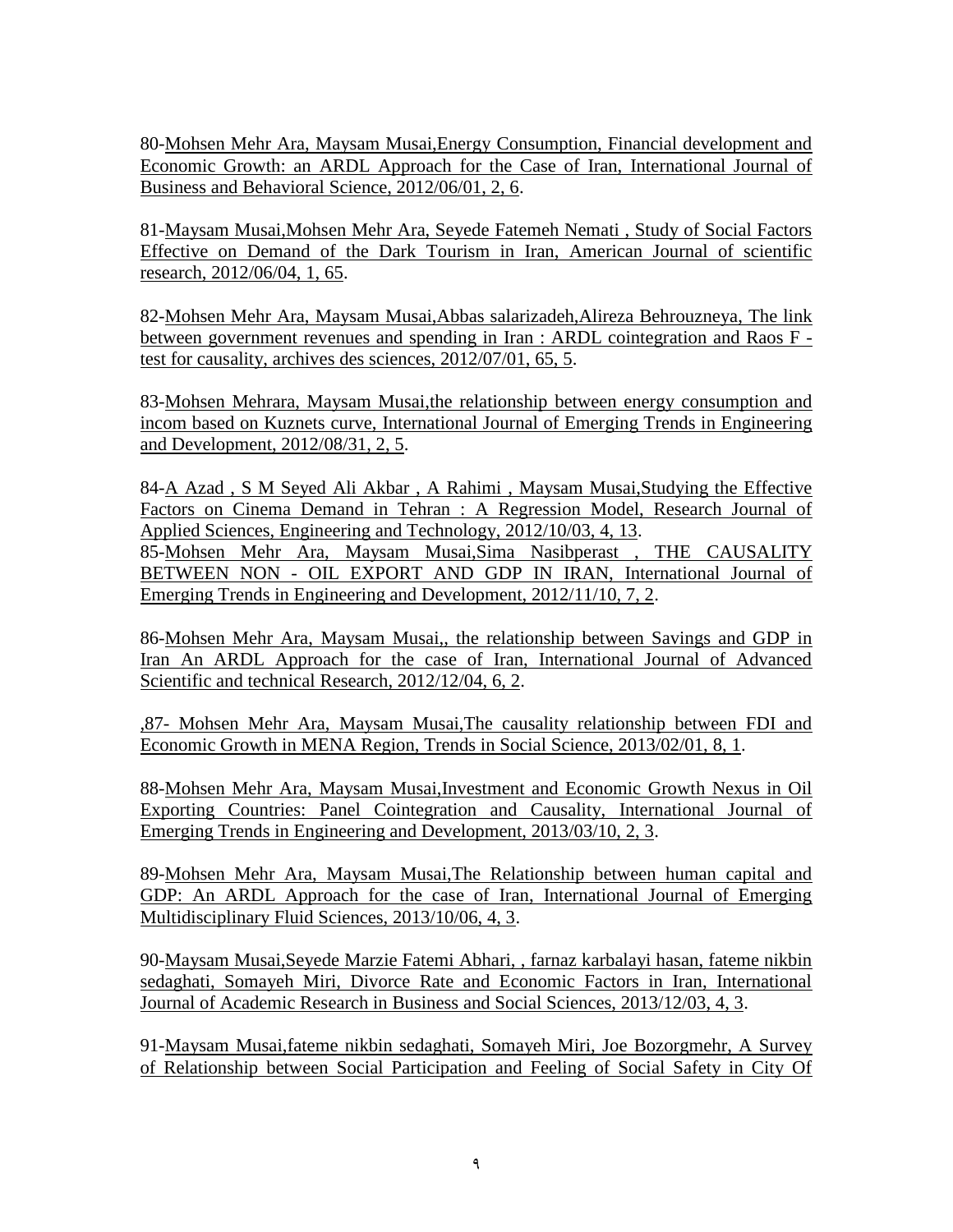80-Mohsen Mehr Ara, Maysam Musai,Energy Consumption, Financial development and Economic Growth: an ARDL Approach for the Case of Iran, International Journal of Business and Behavioral Science, 2012/06/01, 2, 6.

81-Maysam Musai,Mohsen Mehr Ara, Seyede Fatemeh Nemati , Study of Social Factors Effective on Demand of the Dark Tourism in Iran, American Journal of scientific research, 2012/06/04, 1, 65.

82-Mohsen Mehr Ara, Maysam Musai,Abbas salarizadeh,Alireza Behrouzneya, The link between government revenues and spending in Iran : ARDL cointegration and Raos F - test for causality, archives des sciences, 2012/07/01, 65, 5.

83-Mohsen Mehrara, Maysam Musai,the relationship between energy consumption and incom based on Kuznets curve, International Journal of Emerging Trends in Engineering and Development, 2012/08/31, 2, 5.

84-A Azad , S M Seyed Ali Akbar , A Rahimi , Maysam Musai,Studying the Effective Factors on Cinema Demand in Tehran : A Regression Model, Research Journal of Applied Sciences, Engineering and Technology, 2012/10/03, 4, 13.

85-Mohsen Mehr Ara, Maysam Musai,Sima Nasibperast , THE CAUSALITY BETWEEN NON - OIL EXPORT AND GDP IN IRAN, International Journal of Emerging Trends in Engineering and Development, 2012/11/10, 7, 2.

86-Mohsen Mehr Ara, Maysam Musai,, the relationship between Savings and GDP in Iran An ARDL Approach for the case of Iran, International Journal of Advanced Scientific and technical Research, 2012/12/04, 6, 2.

,87- Mohsen Mehr Ara, Maysam Musai,The causality relationship between FDI and Economic Growth in MENA Region, Trends in Social Science, 2013/02/01, 8, 1.

88-Mohsen Mehr Ara, Maysam Musai,Investment and Economic Growth Nexus in Oil Exporting Countries: Panel Cointegration and Causality, International Journal of Emerging Trends in Engineering and Development, 2013/03/10, 2, 3.

89-Mohsen Mehr Ara, Maysam Musai,The Relationship between human capital and GDP: An ARDL Approach for the case of Iran, International Journal of Emerging Multidisciplinary Fluid Sciences, 2013/10/06, 4, 3.

90-Maysam Musai,Seyede Marzie Fatemi Abhari, , farnaz karbalayi hasan, fateme nikbin sedaghati, Somayeh Miri, Divorce Rate and Economic Factors in Iran, International Journal of Academic Research in Business and Social Sciences, 2013/12/03, 4, 3.

91-Maysam Musai,fateme nikbin sedaghati, Somayeh Miri, Joe Bozorgmehr, A Survey of Relationship between Social Participation and Feeling of Social Safety in City Of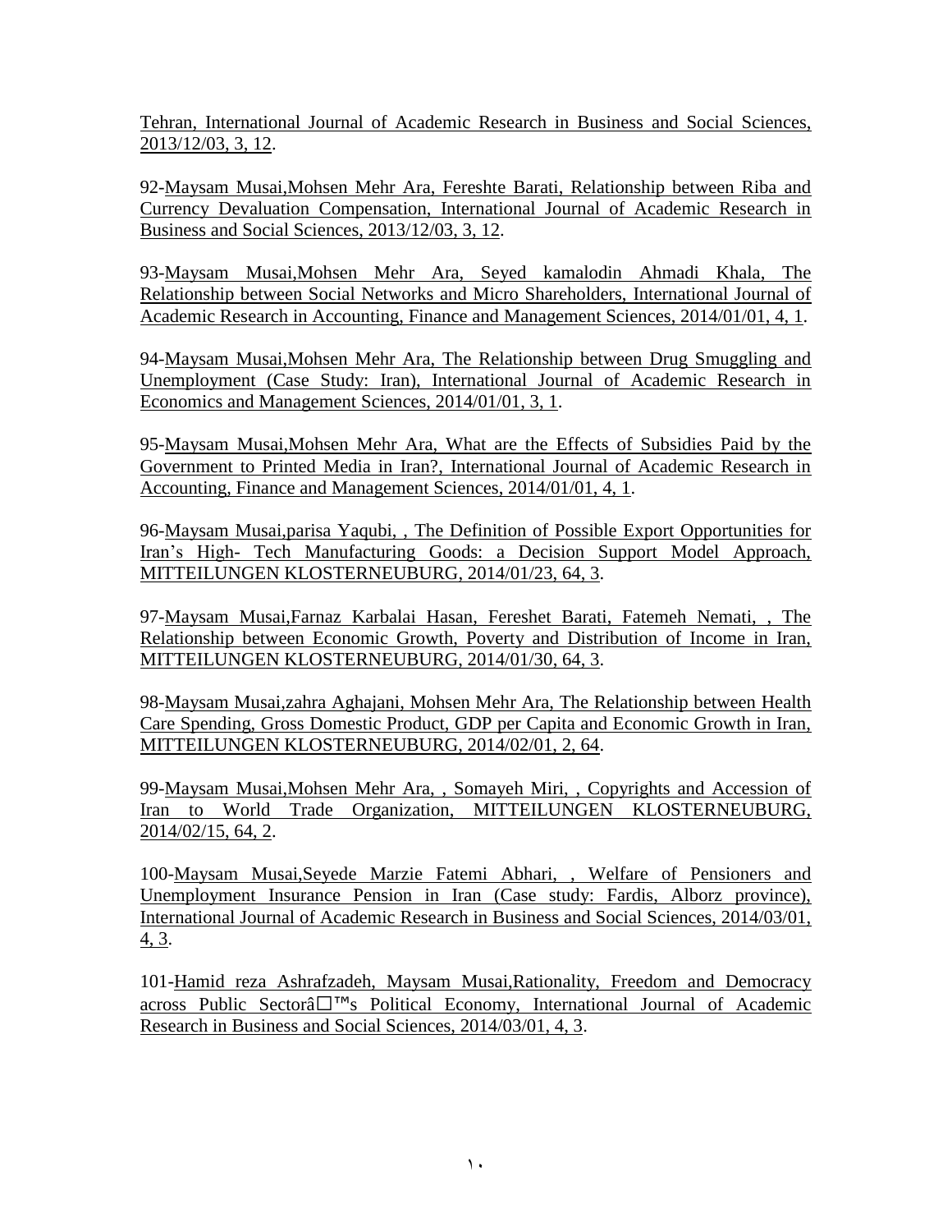Tehran, International Journal of Academic Research in Business and Social Sciences, 2013/12/03, 3, 12.

92-Maysam Musai,Mohsen Mehr Ara, Fereshte Barati, Relationship between Riba and Currency Devaluation Compensation, International Journal of Academic Research in Business and Social Sciences, 2013/12/03, 3, 12.

93-Maysam Musai,Mohsen Mehr Ara, Seyed kamalodin Ahmadi Khala, The Relationship between Social Networks and Micro Shareholders, International Journal of Academic Research in Accounting, Finance and Management Sciences, 2014/01/01, 4, 1.

94-Maysam Musai,Mohsen Mehr Ara, The Relationship between Drug Smuggling and Unemployment (Case Study: Iran), International Journal of Academic Research in Economics and Management Sciences, 2014/01/01, 3, 1.

95-Maysam Musai,Mohsen Mehr Ara, What are the Effects of Subsidies Paid by the Government to Printed Media in Iran?, International Journal of Academic Research in Accounting, Finance and Management Sciences, 2014/01/01, 4, 1.

96-Maysam Musai,parisa Yaqubi, , The Definition of Possible Export Opportunities for Iran's High- Tech Manufacturing Goods: a Decision Support Model Approach, MITTEILUNGEN KLOSTERNEUBURG, 2014/01/23, 64, 3.

97-Maysam Musai,Farnaz Karbalai Hasan, Fereshet Barati, Fatemeh Nemati, , The Relationship between Economic Growth, Poverty and Distribution of Income in Iran, MITTEILUNGEN KLOSTERNEUBURG, 2014/01/30, 64, 3.

98-Maysam Musai,zahra Aghajani, Mohsen Mehr Ara, The Relationship between Health Care Spending, Gross Domestic Product, GDP per Capita and Economic Growth in Iran, MITTEILUNGEN KLOSTERNEUBURG, 2014/02/01, 2, 64.

99-Maysam Musai,Mohsen Mehr Ara, , Somayeh Miri, , Copyrights and Accession of Iran to World Trade Organization, MITTEILUNGEN KLOSTERNEUBURG, 2014/02/15, 64, 2.

100-Maysam Musai,Seyede Marzie Fatemi Abhari, , Welfare of Pensioners and Unemployment Insurance Pension in Iran (Case study: Fardis, Alborz province), International Journal of Academic Research in Business and Social Sciences, 2014/03/01, 4, 3.

101-Hamid reza Ashrafzadeh, Maysam Musai,Rationality, Freedom and Democracy across Public Sectorâ□™s Political Economy, International Journal of Academic Research in Business and Social Sciences, 2014/03/01, 4, 3.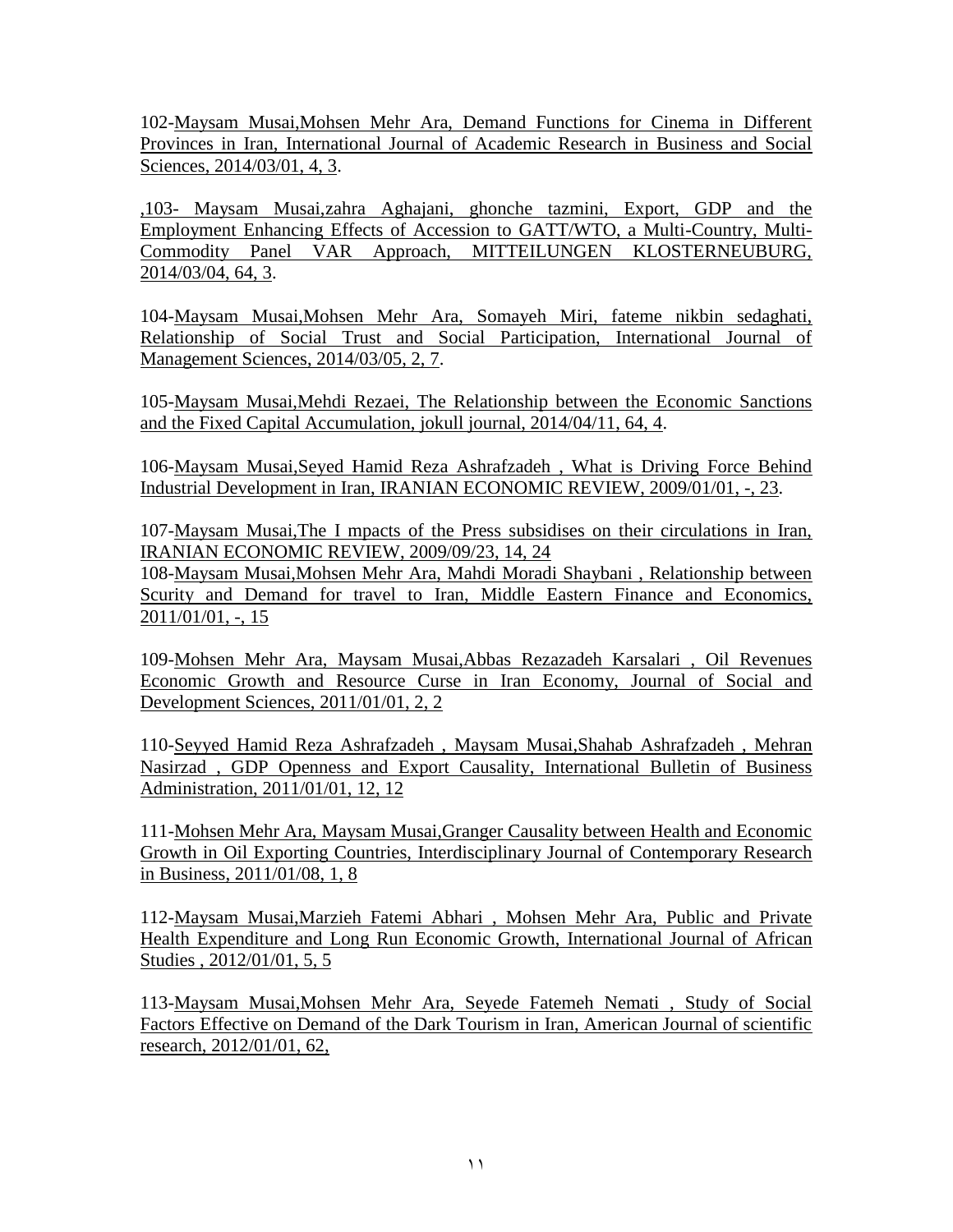102-Maysam Musai,Mohsen Mehr Ara, Demand Functions for Cinema in Different Provinces in Iran, International Journal of Academic Research in Business and Social Sciences, 2014/03/01, 4, 3.

,103- Maysam Musai,zahra Aghajani, ghonche tazmini, Export, GDP and the Employment Enhancing Effects of Accession to GATT/WTO, a Multi-Country, Multi-Commodity Panel VAR Approach, MITTEILUNGEN KLOSTERNEUBURG, 2014/03/04, 64, 3.

104-Maysam Musai,Mohsen Mehr Ara, Somayeh Miri, fateme nikbin sedaghati, Relationship of Social Trust and Social Participation, International Journal of Management Sciences, 2014/03/05, 2, 7.

105-Maysam Musai,Mehdi Rezaei, The Relationship between the Economic Sanctions and the Fixed Capital Accumulation, jokull journal, 2014/04/11, 64, 4.

106-Maysam Musai,Seyed Hamid Reza Ashrafzadeh , What is Driving Force Behind Industrial Development in Iran, IRANIAN ECONOMIC REVIEW, 2009/01/01, -, 23.

107-Maysam Musai,The I mpacts of the Press subsidises on their circulations in Iran, IRANIAN ECONOMIC REVIEW, 2009/09/23, 14, 24

108-Maysam Musai,Mohsen Mehr Ara, Mahdi Moradi Shaybani , Relationship between Scurity and Demand for travel to Iran, Middle Eastern Finance and Economics, 2011/01/01, -, 15

109-Mohsen Mehr Ara, Maysam Musai,Abbas Rezazadeh Karsalari , Oil Revenues Economic Growth and Resource Curse in Iran Economy, Journal of Social and Development Sciences, 2011/01/01, 2, 2

110-Seyyed Hamid Reza Ashrafzadeh , Maysam Musai,Shahab Ashrafzadeh , Mehran Nasirzad , GDP Openness and Export Causality, International Bulletin of Business Administration, 2011/01/01, 12, 12

111-Mohsen Mehr Ara, Maysam Musai,Granger Causality between Health and Economic Growth in Oil Exporting Countries, Interdisciplinary Journal of Contemporary Research in Business, 2011/01/08, 1, 8

112-Maysam Musai,Marzieh Fatemi Abhari , Mohsen Mehr Ara, Public and Private Health Expenditure and Long Run Economic Growth, International Journal of African Studies , 2012/01/01, 5, 5

113-Maysam Musai,Mohsen Mehr Ara, Seyede Fatemeh Nemati , Study of Social Factors Effective on Demand of the Dark Tourism in Iran, American Journal of scientific research, 2012/01/01, 62,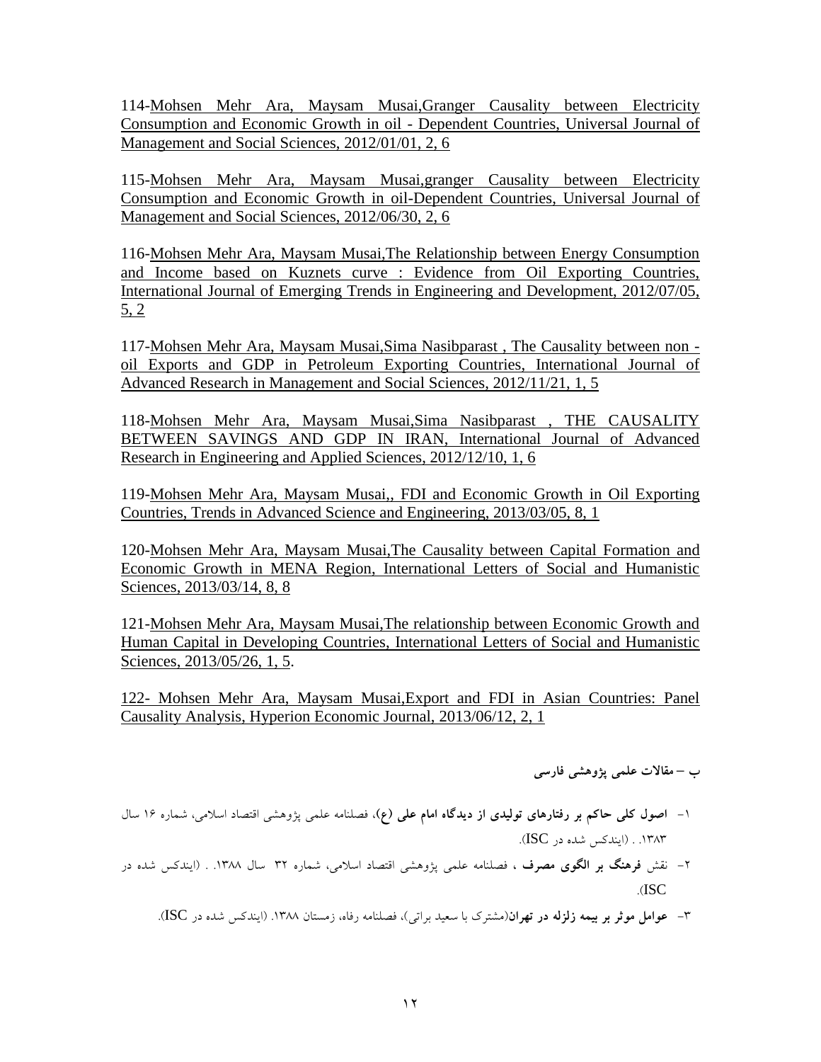114-Mohsen Mehr Ara, Maysam Musai,Granger Causality between Electricity Consumption and Economic Growth in oil - Dependent Countries, Universal Journal of Management and Social Sciences, 2012/01/01, 2, 6

115-Mohsen Mehr Ara, Maysam Musai,granger Causality between Electricity Consumption and Economic Growth in oil-Dependent Countries, Universal Journal of Management and Social Sciences, 2012/06/30, 2, 6

116-Mohsen Mehr Ara, Maysam Musai,The Relationship between Energy Consumption and Income based on Kuznets curve : Evidence from Oil Exporting Countries, International Journal of Emerging Trends in Engineering and Development, 2012/07/05, 5, 2

117-Mohsen Mehr Ara, Maysam Musai,Sima Nasibparast , The Causality between non - oil Exports and GDP in Petroleum Exporting Countries, International Journal of Advanced Research in Management and Social Sciences, 2012/11/21, 1, 5

118-Mohsen Mehr Ara, Maysam Musai,Sima Nasibparast , THE CAUSALITY BETWEEN SAVINGS AND GDP IN IRAN, International Journal of Advanced Research in Engineering and Applied Sciences, 2012/12/10, 1, 6

119-Mohsen Mehr Ara, Maysam Musai,, FDI and Economic Growth in Oil Exporting Countries, Trends in Advanced Science and Engineering, 2013/03/05, 8, 1

120-Mohsen Mehr Ara, Maysam Musai,The Causality between Capital Formation and Economic Growth in MENA Region, International Letters of Social and Humanistic Sciences, 2013/03/14, 8, 8

121-Mohsen Mehr Ara, Maysam Musai,The relationship between Economic Growth and Human Capital in Developing Countries, International Letters of Social and Humanistic Sciences, 2013/05/26, 1, 5.

122- Mohsen Mehr Ara, Maysam Musai,Export and FDI in Asian Countries: Panel Causality Analysis, Hyperion Economic Journal, 2013/06/12, 2, 1

**ب – مقالات علمی پژوهشی فارسی**

۱- **اصول کلی حاکم بر رفتارهای تولیدی از دیدگاه امام علی (ع)**، فصلنامه علمی پژوهشی اقتصاد اسلامی، شماره ۱۶ سال ۱۳۸۳. . (ایندکس شده در ISC).

۲- نقش **فرهنگ بر الگوی مصرف** ، فصلنامه علمی پژوهشی اقتصاد اسلامی، شماره ۳۲ سال ۱۳۸۸. . (ایندکس شده در ISC).

۳- **عوامل موثر بر بیمه زلزله در تهران**(مشترک با سعید براتی)، فصلنامه رفاه، زمستان ۱۳۸۸. (ایندکس شده در ISC).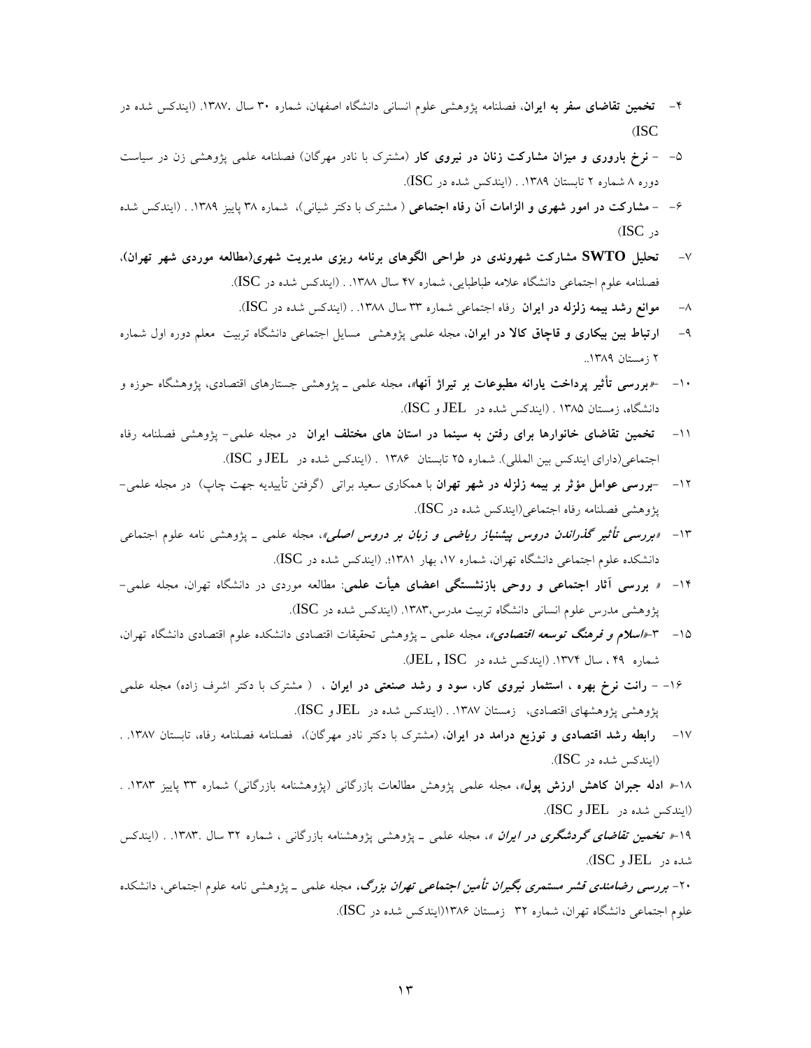۴- **تخمین تقاضای سفر به ایران**، فصلنامه پژوهشی علوم انسانی دانشگاه اصفهان، شماره ۳۰ سال ۱۳۸۷. (ایندکس شده در ISC)

۵- - **نرخ باروری و میزان مشارکت زنان در نیروی کار** (مشترک با نادر مهرگان) فصلنامه علمی پژوهشی زن در سیاست دوره ۸ شماره ۲ تابستان ۱۳۸۹. . (ایندکس شده در ISC).

۶- - **مشارکت در امور شهری و الزامات آن رفاه اجتماعی** ( مشترک با دکتر شیانی)، شماره ۳۸ پاییز ۱۳۸۹. . (ایندکس شده در ISC)

۷- **تحلیل SWTO مشارکت شهروندی در طراحی الگوهای برنامه ریزی مدیریت شهری(مطالعه موردی شهر تهران)**، فصلنامه علوم اجتماعی دانشگاه علامه طباطبایی، شماره ۴۷ سال ۱۳۸۸. . (ایندکس شده در ISC).

۸- **موانع رشد بیمه زلزله در ایران** رفاه اجتماعی شماره ۳۳ سال ۱۳۸۸. . (ایندکس شده در ISC).

۹- **ارتباط بین بیکاری و قاچاق کالا در ایران**، مجله علمی پژوهشی مسایل اجتماعی دانشگاه تربیت معلم دوره اول شماره ۲ زمستان ۱۳۸۹..

۱۰- «**بررسی تأثیر پرداخت یارانه مطبوعات بر تیراژ آنها**»، مجله علمی ـ پژوهشی جستارهای اقتصادی، پژوهشگاه حوزه و دانشگاه، زمستان ۱۳۸۵ . (ایندکس شده در JEL و ISC).

۱۱- **تخمین تقاضای خانوارها برای رفتن به سینما در استان های مختلف ایران** در مجله علمی- پژوهشی فصلنامه رفاه اجتماعی(دارای ایندکس بین المللی). شماره ۲۵ تابستان ۱۳۸۶ . (ایندکس شده در JEL و ISC).

۱۲- -**بررسی عوامل مؤثر بر بیمه زلزله در شهر تهران** با همکاری سعید براتی (گرفتن تأییدیه جهت چاپ) در مجله علمی- پژوهشی فصلنامه رفاه اجتماعی(ایندکس شده در ISC).

۱۳- «***بررسی تأثیر گذراندن دروس پیشنیاز ریاضی و زبان بر دروس اصلی***»، مجله علمی ـ پژوهشی نامه علوم اجتماعی دانشکده علوم اجتماعی دانشگاه تهران، شماره ۱۷، بهار ۱۳۸۱؛ (ایندکس شده در ISC).

۱۴- « **بررسی آثار اجتماعی و روحی بازنشستگی اعضای هیأت علمی**: مطالعه موردی در دانشگاه تهران، مجله علمی- پژوهشی مدرس علوم انسانی دانشگاه تربیت مدرس،۱۳۸۳. (ایندکس شده در ISC).

۱۵- ۳-«***اسلام و فرهنگ توسعه اقتصادی***»، مجله علمی ـ پژوهشی تحقیقات اقتصادی دانشکده علوم اقتصادی دانشگاه تهران، شماره ۴۹ ، سال ۱۳۷۴. (ایندکس شده در JEL , ISC).

۱۶- - **رانت نرخ بهره ، استثمار نیروی کار، سود و رشد صنعتی در ایران** ، ( مشترک با دکتر اشرف زاده) مجله علمی پژوهشی پژوهشهای اقتصادی، زمستان ۱۳۸۷. . (ایندکس شده در JEL و ISC).

۱۷- **رابطه رشد اقتصادی و توزیع درامد در ایران**، (مشترک با دکتر نادر مهرگان)، فصلنامه فصلنامه رفاه، تابستان ۱۳۸۷. . (ایندکس شده در ISC).

۱۸-« **ادله جبران کاهش ارزش پول**»، مجله علمی پژوهش مطالعات بازرگانی (پژوهشنامه بازرگانی) شماره ۳۳ پاییز ۱۳۸۳. . (ایندکس شده در JEL و ISC).

۱۹-« ***تخمین تقاضای گردشگری در ایران*** »، مجله علمی ـ پژوهشی پژوهشنامه بازرگانی ، شماره ۳۲ سال ۱۳۸۳. . (ایندکس شده در JEL و ISC).

۲۰- ***بررسی رضامندی قشر مستمری بگیران تأمین اجتماعی تهران بزرگ***، مجله علمی ـ پژوهشی نامه علوم اجتماعی، دانشکده علوم اجتماعی دانشگاه تهران، شماره ۳۲ زمستان ۱۳۸۶(ایندکس شده در ISC).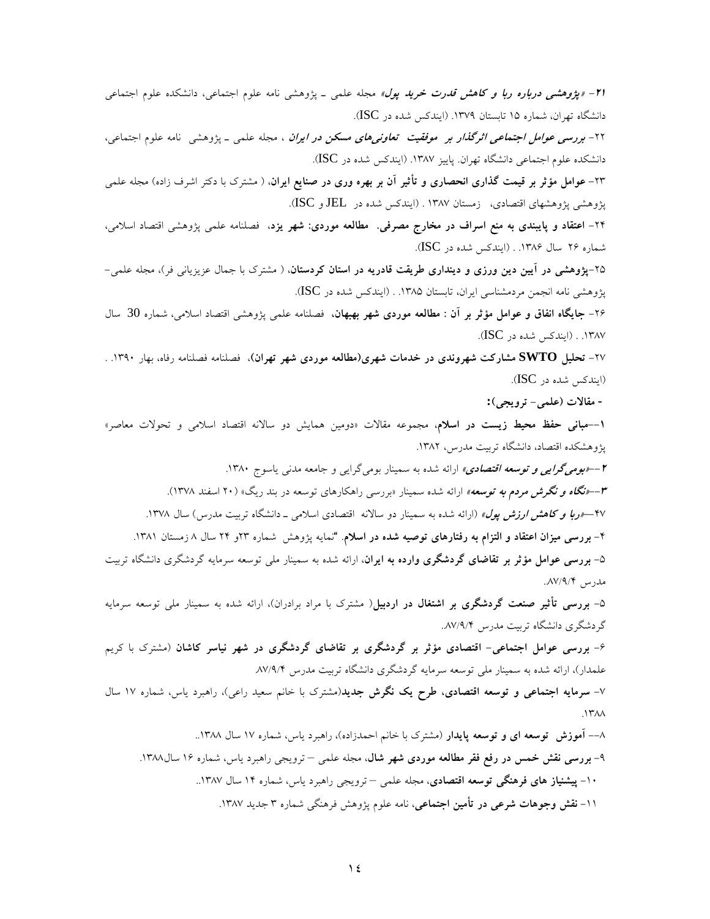۲۱- ***«پژوهشی درباره ربا و کاهش قدرت خرید پول»*** مجله علمی ـ پژوهشی نامه علوم اجتماعی، دانشکده علوم اجتماعی دانشگاه تهران، شماره ۱۵ تابستان ۱۳۷۹. (ایندکس شده در ISC).

۲۲- ***بررسی عوامل اجتماعی اثرگذار بر موفقیت تعاونی‌های مسکن در ایران*** ، مجله علمی ـ پژوهشی نامه علوم اجتماعی، دانشکده علوم اجتماعی دانشگاه تهران. پاییز ۱۳۸۷. (ایندکس شده در ISC).

۲۳- **عوامل مؤثر بر قیمت گذاری انحصاری و تأثیر آن بر بهره وری در صنایع ایران،** ( مشترک با دکتر اشرف زاده) مجله علمی پژوهشی پژوهشهای اقتصادی، زمستان ۱۳۸۷ . (ایندکس شده در JEL و ISC).

۲۴- **اعتقاد و پایبندی به منع اسراف در مخارج مصرفی. مطالعه موردی: شهر یزد،** فصلنامه علمی پژوهشی اقتصاد اسلامی، شماره ۲۶ سال ۱۳۸۶. . (ایندکس شده در ISC).

۲۵-**پژوهشی در آیین دین ورزی و دینداری طریقت قادریه در استان کردستان،** ( مشترک با جمال عزیزیانی فر)، مجله علمی- پژوهشی نامه انجمن مردمشناسی ایران، تابستان ۱۳۸۵. . (ایندکس شده در ISC).

۲۶- **جایگاه انفاق و عوامل مؤثر بر آن : مطالعه موردی شهر بهبهان،** فصلنامه علمی پژوهشی اقتصاد اسلامی، شماره 30 سال ۱۳۸۷. . (ایندکس شده در ISC).

۲۷- **تحلیل SWTO مشارکت شهروندی در خدمات شهری(مطالعه موردی شهر تهران)،** فصلنامه فصلنامه رفاه، بهار ۱۳۹۰. . (ایندکس شده در ISC).

**- مقالات (علمی- ترویجی):**

۱--**مبانی حفظ محیط زیست در اسلام،** مجموعه مقالات «دومین همایش دو سالانه اقتصاد اسلامی و تحولات معاصر» پژوهشکده اقتصاد، دانشگاه تربیت مدرس، ۱۳۸۲.

۲--***«بومی‌گرایی و توسعه اقتصادی»*** ارائه شده به سمینار بومی‌گرایی و جامعه مدنی یاسوج ۱۳۸۰.

۳--***«نگاه و نگرش مردم به توسعه»*** ارائه شده سمینار «بررسی راهکارهای توسعه در بند ریگ» (۲۰ اسفند ۱۳۷۸).

۴۷--***«ربا و کاهش ارزش پول»*** (ارائه شده به سمینار دو سالانه اقتصادی اسلامی ـ دانشگاه تربیت مدرس) سال ۱۳۷۸.

۴- **بررسی میزان اعتقاد و التزام به رفتارهای توصیه شده در اسلام.** "نمایه پژوهش شماره ۲۳و ۲۴ سال ۸ زمستان ۱۳۸۱.

۵- **بررسی عوامل مؤثر بر تقاضای گردشگری وارده به ایران،** ارائه شده به سمینار ملی توسعه سرمایه گردشگری دانشگاه تربیت مدرس ۸۷/۹/۴.

۵- **بررسی تأثیر صنعت گردشگری بر اشتغال در اردبیل**( مشترک با مراد برادران)، ارائه شده به سمینار ملی توسعه سرمایه گردشگری دانشگاه تربیت مدرس ۸۷/۹/۴.

۶- **بررسی عوامل اجتماعی- اقتصادی مؤثر بر گردشگری بر تقاضای گردشگری در شهر نیاسر کاشان** (مشترک با کریم علمدار)، ارائه شده به سمینار ملی توسعه سرمایه گردشگری دانشگاه تربیت مدرس ۸۷/۹/۴.

۷- **سرمایه اجتماعی و توسعه اقتصادی، طرح یک نگرش جدید**(مشترک با خانم سعید راعی)، راهبرد یاس، شماره ۱۷ سال ۱۳۸۸.

۸-- **آموزش توسعه ای و توسعه پایدار** (مشترک با خانم احمدزاده)، راهبرد یاس، شماره ۱۷ سال ۱۳۸۸..

۹- **بررسی نقش خمس در رفع فقر مطالعه موردی شهر شال،** مجله علمی – ترویجی راهبرد یاس، شماره ۱۶ سال۱۳۸۸.

۱۰- **پیشنیاز های فرهنگی توسعه اقتصادی،** مجله علمی – ترویجی راهبرد یاس، شماره ۱۴ سال ۱۳۸۷..

۱۱- **نقش وجوهات شرعی در تأمین اجتماعی،** نامه علوم پژوهش فرهنگی شماره ۳ جدید ۱۳۸۷.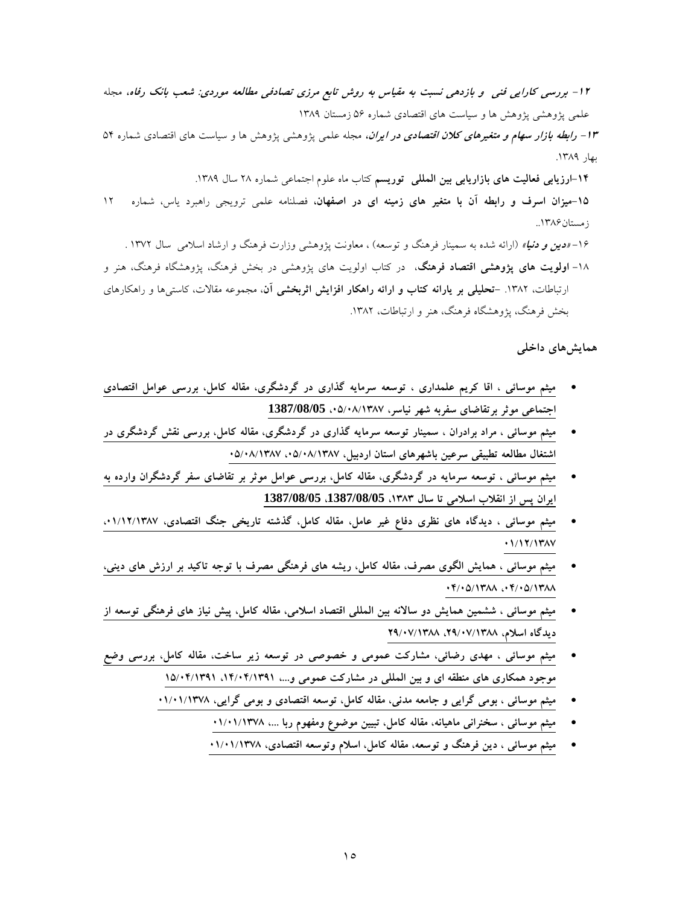۱۲- ***بررسی کارایی فنی و بازدهی نسبت به مقیاس به روش تابع مرزی تصادفی مطالعه موردی: شعب بانک رفاه***، مجله علمی پژوهشی پژوهش ها و سیاست های اقتصادی شماره ۵۶ زمستان ۱۳۸۹

۱۳- ***رابطه بازار سهام و متغیرهای کلان اقتصادی در ایران***، مجله علمی پژوهشی پژوهش ها و سیاست های اقتصادی شماره ۵۴ بهار ۱۳۸۹.

۱۴-**ارزیابی فعالیت های بازاریابی بین المللی توریسم** کتاب ماه علوم اجتماعی شماره ۲۸ سال ۱۳۸۹.

۱۵-**میزان اسرف و رابطه آن با متغیر های زمینه ای در اصفهان**، فصلنامه علمی ترویجی راهبرد یاس، شماره ۱۲ زمستان۱۳۸۶..

۱۶-***«دین و دنیا»*** (ارائه شده به سمینار فرهنگ و توسعه) ، معاونت پژوهشی وزارت فرهنگ و ارشاد اسلامی سال ۱۳۷۲ .

۱۸- **اولویت های پژوهشی اقتصاد فرهنگ**، در کتاب اولویت های پژوهشی در بخش فرهنگ، پژوهشگاه فرهنگ، هنر و ارتباطات، ۱۳۸۲. -**تحلیلی بر یارانه کتاب و ارائه راهکار افزایش اثربخشی آن**، مجموعه مقالات، کاستی‌ها و راهکارهای بخش فرهنگ، پژوهشگاه فرهنگ، هنر و ارتباطات، ۱۳۸۲.

**همایش‌های داخلی**

- **میثم موسائی ، اقا کریم علمداری ، توسعه سرمایه گذاری در گردشگری، مقاله کامل، بررسی عوامل اقتصادی اجتماعی موثر برتقاضای سفربه شهر نیاسر، ۰۵/۰۸/۱۳۸۷، 1387/08/05**
- **میثم موسائی ، مراد برادران ، سمینار توسعه سرمایه گذاری در گردشگری، مقاله کامل، بررسی نقش گردشگری در اشتغال مطالعه تطبیقی سرعین باشهرهای استان اردبیل، ۰۵/۰۸/۱۳۸۷، ۰۵/۰۸/۱۳۸۷**
- **میثم موسائی ، توسعه سرمایه در گردشگری، مقاله کامل، بررسی عوامل موثر بر تقاضای سفر گردشگران وارده به ایران پس از انقلاب اسلامی تا سال ۱۳۸۳، 1387/08/05، 1387/08/05**
- **میثم موسائی ، دیدگاه های نظری دفاع غیر عامل، مقاله کامل، گذشته تاریخی جنگ اقتصادی، ۰۱/۱۲/۱۳۸۷، ۰۱/۱۲/۱۳۸۷**
- **میثم موسائی ، همایش الگوی مصرف، مقاله کامل، ریشه های فرهنگی مصرف با توجه تاکید بر ارزش های دینی، ۰۴/۰۵/۱۳۸۸، ۰۴/۰۵/۱۳۸۸**
- **میثم موسائی ، ششمین همایش دو سالانه بین المللی اقتصاد اسلامی، مقاله کامل، پیش نیاز های فرهنگی توسعه از دیدگاه اسلام، ۲۹/۰۷/۱۳۸۸، ۲۹/۰۷/۱۳۸۸**
- **میثم موسائی ، مهدی رضائی، مشارکت عمومی و خصوصی در توسعه زیر ساخت، مقاله کامل، بررسی وضع موجود همکاری های منطقه ای و بین المللی در مشارکت عمومی و...، ۱۴/۰۴/۱۳۹۱، ۱۵/۰۴/۱۳۹۱**
- **میثم موسائی ، بومی گرایی و جامعه مدنی، مقاله کامل، توسعه اقتصادی و بومی گرایی، ۰۱/۰۱/۱۳۷۸**
- **میثم موسائی ، سخنرانی ماهیانه، مقاله کامل، تبیین موضوع ومفهوم ربا ...، ۰۱/۰۱/۱۳۷۸**
- **میثم موسائی ، دین فرهنگ و توسعه، مقاله کامل، اسلام وتوسعه اقتصادی، ۰۱/۰۱/۱۳۷۸**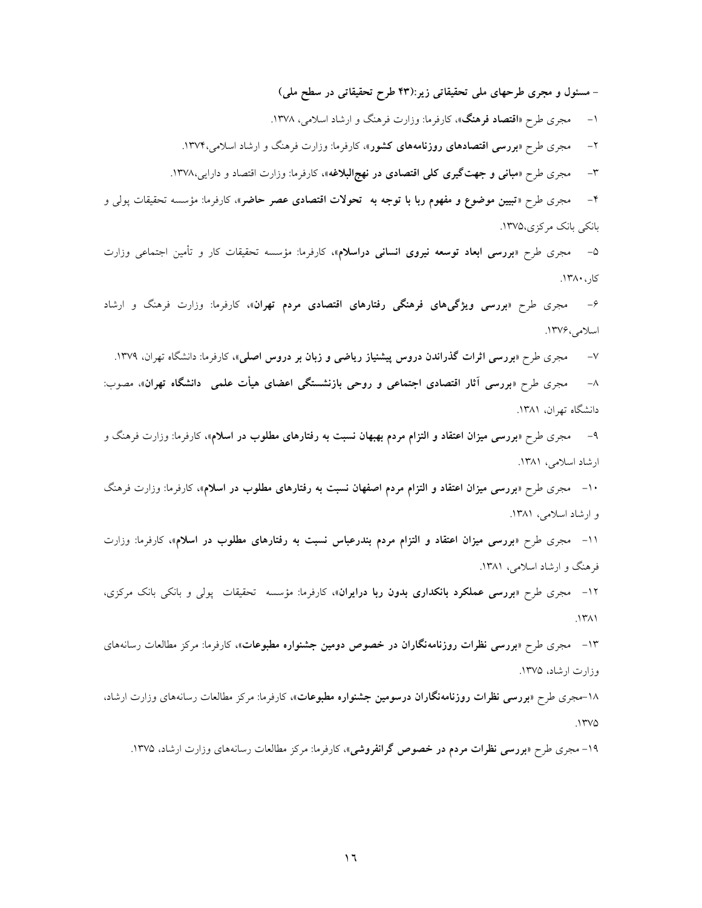**- مسئول و مجری طرحهای ملی تحقیقاتی زیر:(۴۳ طرح تحقیقاتی در سطح ملی)**

۱- مجری طرح «**اقتصاد فرهنگ**»، کارفرما: وزارت فرهنگ و ارشاد اسلامی، ۱۳۷۸.

۲- مجری طرح «**بررسی اقتصادهای روزنامه‌های کشور**»، کارفرما: وزارت فرهنگ و ارشاد اسلامی،۱۳۷۴.

۳- مجری طرح «**مبانی و جهت‌گیری کلی اقتصادی در نهج‌البلاغه**»، کارفرما: وزارت اقتصاد و دارایی،۱۳۷۸.

۴- مجری طرح «**تبیین موضوع و مفهوم ربا با توجه به تحولات اقتصادی عصر حاضر**»، کارفرما: مؤسسه تحقیقات پولی و بانکی بانک مرکزی،۱۳۷۵.

۵- مجری طرح «**بررسی ابعاد توسعه نیروی انسانی دراسلام**»، کارفرما: مؤسسه تحقیقات کار و تأمین اجتماعی وزارت کار، ۱۳۸۰.

۶- مجری طرح «**بررسی ویژگی‌های فرهنگی رفتارهای اقتصادی مردم تهران**»، کارفرما: وزارت فرهنگ و ارشاد اسلامی،۱۳۷۶.

۷- مجری طرح «**بررسی اثرات گذراندن دروس پیشنیاز ریاضی و زبان بر دروس اصلی**»، کارفرما: دانشگاه تهران، ۱۳۷۹.

۸- مجری طرح «**بررسی آثار اقتصادی اجتماعی و روحی بازنشستگی اعضای هیأت علمی دانشگاه تهران**»، مصوب: دانشگاه تهران، ۱۳۸۱.

۹- مجری طرح «**بررسی میزان اعتقاد و التزام مردم بهبهان نسبت به رفتارهای مطلوب در اسلام**»، کارفرما: وزارت فرهنگ و ارشاد اسلامی، ۱۳۸۱.

۱۰- مجری طرح «**بررسی میزان اعتقاد و التزام مردم اصفهان نسبت به رفتارهای مطلوب در اسلام**»، کارفرما: وزارت فرهنگ و ارشاد اسلامی، ۱۳۸۱.

۱۱- مجری طرح «**بررسی میزان اعتقاد و التزام مردم بندرعباس نسبت به رفتارهای مطلوب در اسلام**»، کارفرما: وزارت فرهنگ و ارشاد اسلامی، ۱۳۸۱.

۱۲- مجری طرح «**بررسی عملکرد بانکداری بدون ربا درایران**»، کارفرما: مؤسسه تحقیقات پولی و بانکی بانک مرکزی، ۱۳۸۱.

۱۳- مجری طرح «**بررسی نظرات روزنامه‌نگاران در خصوص دومین جشنواره مطبوعات**»، کارفرما: مرکز مطالعات رسانه‌های وزارت ارشاد، ۱۳۷۵.

۱۸-مجری طرح «**بررسی نظرات روزنامه‌نگاران درسومین جشنواره مطبوعات**»، کارفرما: مرکز مطالعات رسانه‌های وزارت ارشاد، ۱۳۷۵.

۱۹- مجری طرح «**بررسی نظرات مردم در خصوص گرانفروشی**»، کارفرما: مرکز مطالعات رسانه‌های وزارت ارشاد، ۱۳۷۵.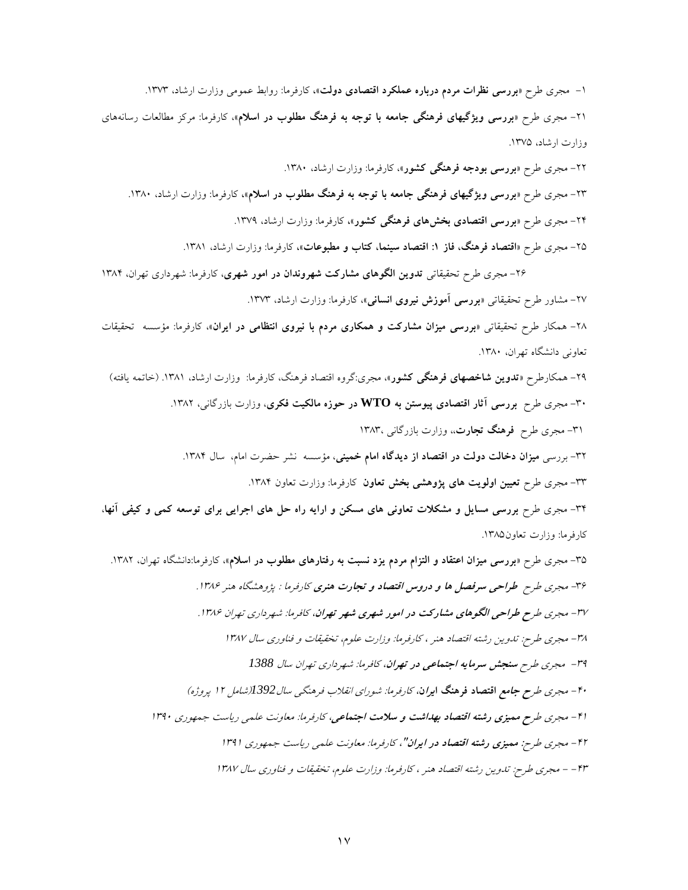۱- مجری طرح «**بررسی نظرات مردم درباره عملکرد اقتصادی دولت**»، کارفرما: روابط عمومی وزارت ارشاد، ۱۳۷۳.

۲۱- مجری طرح «**بررسی ویژگیهای فرهنگی جامعه با توجه به فرهنگ مطلوب در اسلام**»، کارفرما: مرکز مطالعات رسانه‌های وزارت ارشاد، ۱۳۷۵.

۲۲- مجری طرح «**بررسی بودجه فرهنگی کشور**»، کارفرما: وزارت ارشاد، ۱۳۸۰.

۲۳- مجری طرح «**بررسی ویژگیهای فرهنگی جامعه با توجه به فرهنگ مطلوب در اسلام**»، کارفرما: وزارت ارشاد، ۱۳۸۰.

۲۴- مجری طرح «**بررسی اقتصادی بخش‌های فرهنگی کشور**»، کارفرما: وزارت ارشاد، ۱۳۷۹.

۲۵- مجری طرح «**اقتصاد فرهنگ، فاز ۱: اقتصاد سینما، کتاب و مطبوعات**»، کارفرما: وزارت ارشاد، ۱۳۸۱.

۲۶- مجری طرح تحقیقاتی **تدوین الگوهای مشارکت شهروندان در امور شهری**، کارفرما: شهرداری تهران، ۱۳۸۴

۲۷- مشاور طرح تحقیقاتی «**بررسی آموزش نیروی انسانی**»، کارفرما: وزارت ارشاد، ۱۳۷۳.

۲۸- همکار طرح تحقیقاتی «**بررسی میزان مشارکت و همکاری مردم با نیروی انتظامی در ایران**»، کارفرما: مؤسسه تحقیقات تعاونی دانشگاه تهران، ۱۳۸۰.

۲۹- همکارطرح «**تدوین شاخصهای فرهنگی کشور**»، مجری:گروه اقتصاد فرهنگ، کارفرما: وزارت ارشاد، ۱۳۸۱. (خاتمه یافته)

۳۰- مجری طرح **بررسی آثار اقتصادی پیوستن به WTO در حوزه مالکیت فکری**، وزارت بازرگانی، ۱۳۸۲.

۳۱- مجری طرح **فرهنگ تجارت**،، وزارت بازرگانی ،۱۳۸۳

۳۲- بررسی **میزان دخالت دولت در اقتصاد از دیدگاه امام خمینی**، مؤسسه نشر حضرت امام، سال ۱۳۸۴.

۳۳- مجری طرح **تعیین اولویت های پژوهشی بخش تعاون** کارفرما: وزارت تعاون ۱۳۸۴.

۳۴- مجری طرح **بررسی مسایل و مشکلات تعاونی های مسکن و ارایه راه حل های اجرایی برای توسعه کمی و کیفی آنها**، کارفرما: وزارت تعاون۱۳۸۵.

۳۵- مجری طرح «**بررسی میزان اعتقاد و التزام مردم یزد نسبت به رفتارهای مطلوب در اسلام**»، کارفرما:دانشگاه تهران، ۱۳۸۲.

*۳۶- مجری طرح **طراحی سرفصل ها و دروس اقتصاد و تجارت هنری** کارفرما : پژوهشگاه هنر ۱۳۸۶.*

*۳۷- مجری طرح **طراحی الگوهای مشارکت در امور شهری شهر تهران**، کافرما: شهرداری تهران ۱۳۸۶.*

*۳۸- مجری طرح: تدوین رشته اقتصاد هنر ، کارفرما: وزارت علوم، تحقیقات و فناوری سال ۱۳۸۷*

*۳۹- مجری طرح **سنجش سرمایه اجتماعی در تهران**، کافرما: شهرداری تهران سال 1388*

*۴۰- مجری طرح **جامع اقتصاد فرهنگ ایران**، کارفرما: شورای انقلاب فرهنگی سال1392(شامل ۱۲ پروژه)*

*۴۱- مجری طرح **ممیزی رشته اقتصاد بهداشت و سلامت اجتماعی**، کارفرما: معاونت علمی ریاست جمهوری ۱۳۹۰*

*۴۲- مجری طرح: **ممیزی رشته اقتصاد در ایران"**، کارفرما: معاونت علمی ریاست جمهوری ۱۳۹۱*

*۴۳- - مجری طرح: تدوین رشته اقتصاد هنر ، کارفرما: وزارت علوم، تحقیقات و فناوری سال ۱۳۸۷*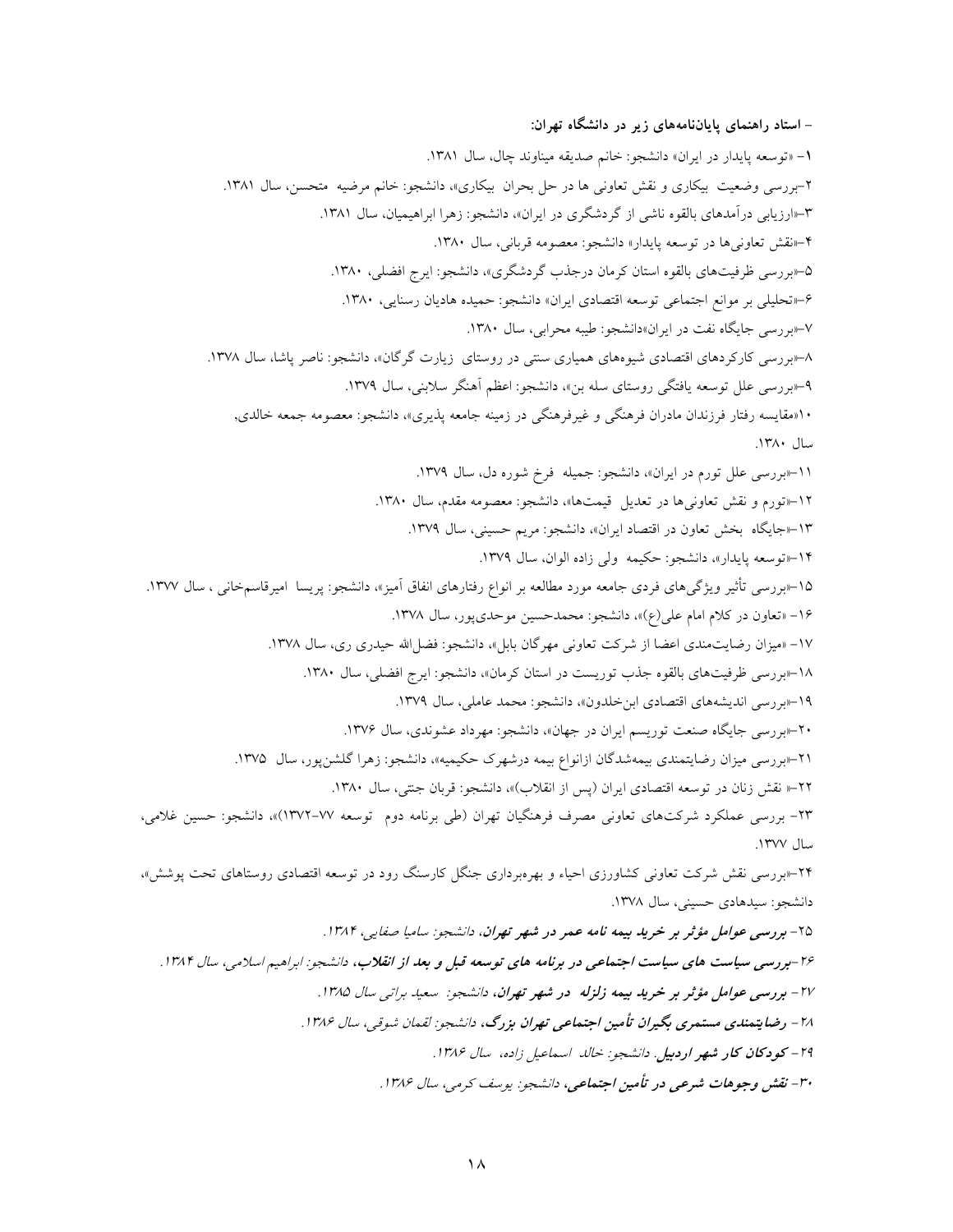**- استاد راهنمای پایان‌نامه‌های زیر در دانشگاه تهران:**

۱- «توسعه پایدار در ایران» دانشجو: خانم صدیقه میناوند چال، سال ۱۳۸۱.

۲-بررسی وضعیت بیکاری و نقش تعاونی ها در حل بحران بیکاری»، دانشجو: خانم مرضیه متحسن، سال ۱۳۸۱.

۳-«ارزیابی درآمدهای بالقوه ناشی از گردشگری در ایران»، دانشجو: زهرا ابراهیمیان، سال ۱۳۸۱.

۴-«نقش تعاونی‌ها در توسعه پایدار» دانشجو: معصومه قربانی، سال ۱۳۸۰.

۵-«بررسی ظرفیت‌های بالقوه استان کرمان درجذب گردشگری»، دانشجو: ایرج افضلی، ۱۳۸۰.

۶-«تحلیلی بر موانع اجتماعی توسعه اقتصادی ایران» دانشجو: حمیده هادیان رسنایی، ۱۳۸۰.

۷-«بررسی جایگاه نفت در ایران»دانشجو: طیبه محرابی، سال ۱۳۸۰.

۸-«بررسی کارکردهای اقتصادی شیوه‌های همیاری سنتی در روستای زیارت گرگان»، دانشجو: ناصر پاشا، سال ۱۳۷۸.

۹-«بررسی علل توسعه یافتگی روستای سله بن»، دانشجو: اعظم آهنگر سلابنی، سال ۱۳۷۹.

۱۰«مقایسه رفتار فرزندان مادران فرهنگی و غیرفرهنگی در زمینه جامعه پذیری»، دانشجو: معصومه جمعه خالدی، سال ۱۳۸۰.

۱۱-«بررسی علل تورم در ایران»، دانشجو: جمیله فرخ شوره دل، سال ۱۳۷۹.

۱۲-«تورم و نقش تعاونی‌ها در تعدیل قیمت‌ها»، دانشجو: معصومه مقدم، سال ۱۳۸۰.

۱۳-«جایگاه بخش تعاون در اقتصاد ایران»، دانشجو: مریم حسینی، سال ۱۳۷۹.

۱۴-«توسعه پایدار»، دانشجو: حکیمه ولی زاده الوان، سال ۱۳۷۹.

۱۵-«بررسی تأثیر ویژگی‌های فردی جامعه مورد مطالعه بر انواع رفتارهای انفاق آمیز»، دانشجو: پریسا امیرقاسم‌خانی ، سال ۱۳۷۷.

۱۶- «تعاون در کلام امام علی(ع)»، دانشجو: محمدحسین موحدی‌پور، سال ۱۳۷۸.

۱۷- «میزان رضایت‌مندی اعضا از شرکت تعاونی مهرگان بابل»، دانشجو: فضل‌الله حیدری ری، سال ۱۳۷۸.

۱۸-«بررسی ظرفیت‌های بالقوه جذب توریست در استان کرمان»، دانشجو: ایرج افضلی، سال ۱۳۸۰.

۱۹-«بررسی اندیشه‌های اقتصادی ابن‌خلدون»، دانشجو: محمد عاملی، سال ۱۳۷۹.

۲۰-«بررسی جایگاه صنعت توریسم ایران در جهان»، دانشجو: مهرداد عشوندی، سال ۱۳۷۶.

۲۱-«بررسی میزان رضایتمندی بیمه‌شدگان ازانواع بیمه درشهرک حکیمیه»، دانشجو: زهرا گلشن‌پور، سال ۱۳۷۵.

۲۲-« نقش زنان در توسعه اقتصادی ایران (پس از انقلاب)»، دانشجو: قربان جنتی، سال ۱۳۸۰.

۲۳- بررسی عملکرد شرکت‌های تعاونی مصرف فرهنگیان تهران (طی برنامه دوم توسعه ۷۷-۱۳۷۲)»، دانشجو: حسین غلامی، سال ۱۳۷۷.

۲۴-«بررسی نقش شرکت تعاونی کشاورزی احیاء و بهره‌برداری جنگل کارسنگ رود در توسعه اقتصادی روستاهای تحت پوشش»، دانشجو: سیدهادی حسینی، سال ۱۳۷۸.

*۲۵- **بررسی عوامل مؤثر بر خرید بیمه نامه عمر در شهر تهران**، دانشجو: ساملیا صفایی، ۱۳۸۴.*

*۲۶-**بررسی سیاست های سیاست اجتماعی در برنامه های توسعه قبل و بعد از انقلاب**، دانشجو: ابراهیم اسلامی، سال ۱۳۸۴.*

*۲۷- **بررسی عوامل مؤثر بر خرید بیمه زلزله در شهر تهران**، دانشجو: سعید براتی سال ۱۳۸۵.*

*۲۸- **رضایتمندی مستمری بگیران تأمین اجتماعی تهران بزرگ**، دانشجو: لقمان شوقی، سال ۱۳۸۶.*

*۲۹- **کودکان کار شهر اردبیل**. دانشجو: خالد اسماعیل زاده، سال ۱۳۸۶.*

*۳۰- **نقش وجوهات شرعی در تأمین اجتماعی**، دانشجو: یوسف کرمی، سال ۱۳۸۶.*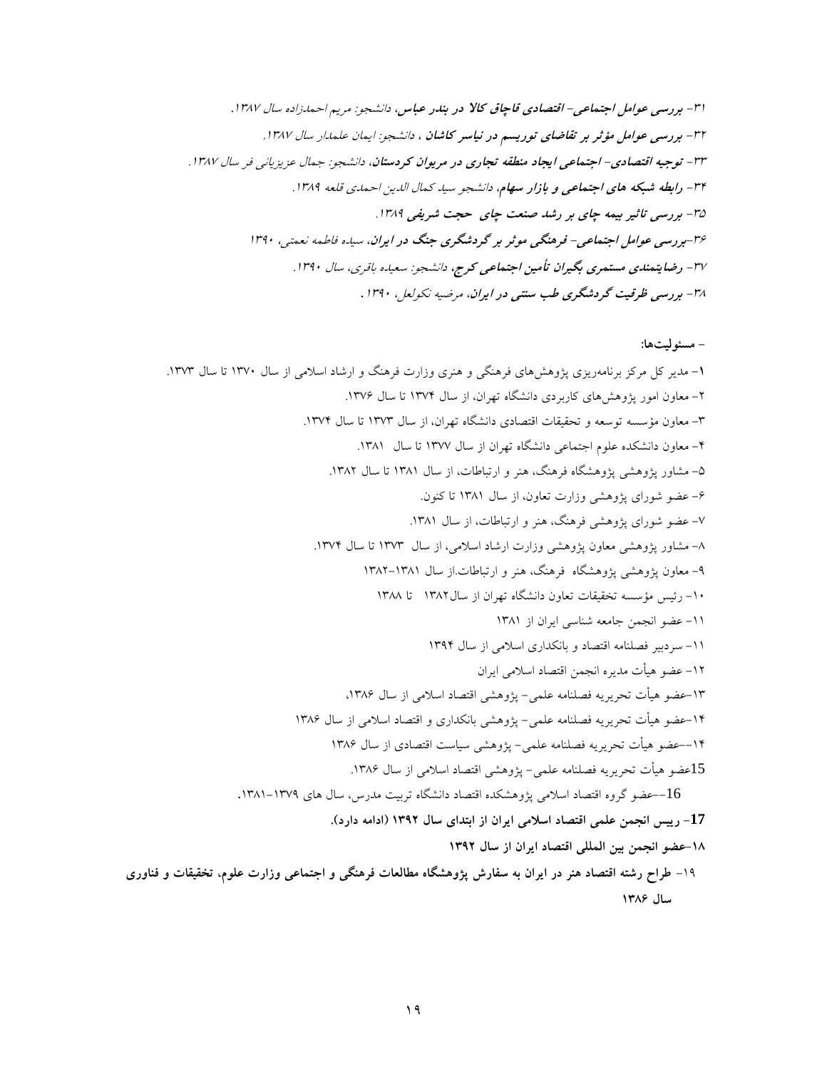۳۱- ***بررسی عوامل اجتماعی- اقتصادی قاچاق کالا در بندر عباس***، *دانشجو: مریم احمدزاده سال ۱۳۸۷.*

۳۲- ***بررسی عوامل مؤثر بر تقاضای توریسم در نیاسر کاشان*** ، *دانشجو: ایمان علمدار سال ۱۳۸۷.*

۳۳- ***توجیه اقتصادی- اجتماعی ایجاد منطقه تجاری در مریوان کردستان***، *دانشجو: جمال عزیزیانی فر سال ۱۳۸۷.*

۳۴- ***رابطه شبکه های اجتماعی و بازار سهام***، *دانشجو سید کمال الدین احمدی قلعه ۱۳۸۹.*

۳۵- ***بررسی تاثیر بیمه چای بر رشد صنعت چای حجت شریفی ۱۳۸۹.***

۳۶-***بررسی عوامل اجتماعی- فرهنگی موثر بر گردشگری جنگ در ایران***، *سیده فاطمه نعمتی، ۱۳۹۰*

۳۷- ***رضایتمندی مستمری بگیران تأمین اجتماعی کرج***، *دانشجو: سعیده باقری، سال ۱۳۹۰.*

۳۸- ***بررسی ظرفیت گردشگری طب سنتی در ایران***، *مرضیه نکولعل، ۱۳۹۰ .*

**- مسئولیت‌ها:**

**۱**- مدیر کل مرکز برنامه‌ریزی پژوهش‌های فرهنگی و هنری وزارت فرهنگ و ارشاد اسلامی از سال ۱۳۷۰ تا سال ۱۳۷۳.

۲- معاون امور پژوهش‌های کاربردی دانشگاه تهران، از سال ۱۳۷۴ تا سال ۱۳۷۶.

۳- معاون مؤسسه توسعه و تحقیقات اقتصادی دانشگاه تهران، از سال ۱۳۷۳ تا سال ۱۳۷۴.

۴- معاون دانشکده علوم اجتماعی دانشگاه تهران از سال ۱۳۷۷ تا سال ۱۳۸۱.

۵- مشاور پژوهشی پژوهشگاه فرهنگ، هنر و ارتباطات، از سال ۱۳۸۱ تا سال ۱۳۸۲.

۶- عضو شورای پژوهشی وزارت تعاون، از سال ۱۳۸۱ تا کنون.

۷- عضو شورای پژوهشی فرهنگ، هنر و ارتباطات، از سال ۱۳۸۱.

۸- مشاور پژوهشی معاون پژوهشی وزارت ارشاد اسلامی، از سال ۱۳۷۳ تا سال ۱۳۷۴.

۹- معاون پژوهشی پژوهشگاه فرهنگ، هنر و ارتباطات.از سال ۱۳۸۱-۱۳۸۲

۱۰- رئیس مؤسسه تحقیقات تعاون دانشگاه تهران از سال۱۳۸۲ تا ۱۳۸۸

۱۱- عضو انجمن جامعه شناسی ایران از ۱۳۸۱

۱۱- سردبیر فصلنامه اقتصاد و بانکداری اسلامی از سال ۱۳۹۴

۱۲- عضو هیأت مدیره انجمن اقتصاد اسلامی ایران

۱۳-عضو هیأت تحریریه فصلنامه علمی- پژوهشی اقتصاد اسلامی از سال ۱۳۸۶،

۱۴-عضو هیأت تحریریه فصلنامه علمی- پژوهشی بانکداری و اقتصاد اسلامی از سال ۱۳۸۶

۱۴--عضو هیأت تحریریه فصلنامه علمی- پژوهشی سیاست اقتصادی از سال ۱۳۸۶

15عضو هیأت تحریریه فصلنامه علمی- پژوهشی اقتصاد اسلامی از سال ۱۳۸۶.

16--عضو گروه اقتصاد اسلامی پژوهشکده اقتصاد دانشگاه تربیت مدرس، سال های ۱۳۷۹-۱۳۸۱.

**17- رییس انجمن علمی اقتصاد اسلامی ایران از ابتدای سال ۱۳۹۲ (ادامه دارد).**

**۱۸-عضو انجمن بین المللی اقتصاد ایران از سال ۱۳۹۲**

**۱۹- طراح رشته اقتصاد هنر در ایران به سفارش پژوهشگاه مطالعات فرهنگی و اجتماعی وزارت علوم، تحقیقات و فناوری سال ۱۳۸۶**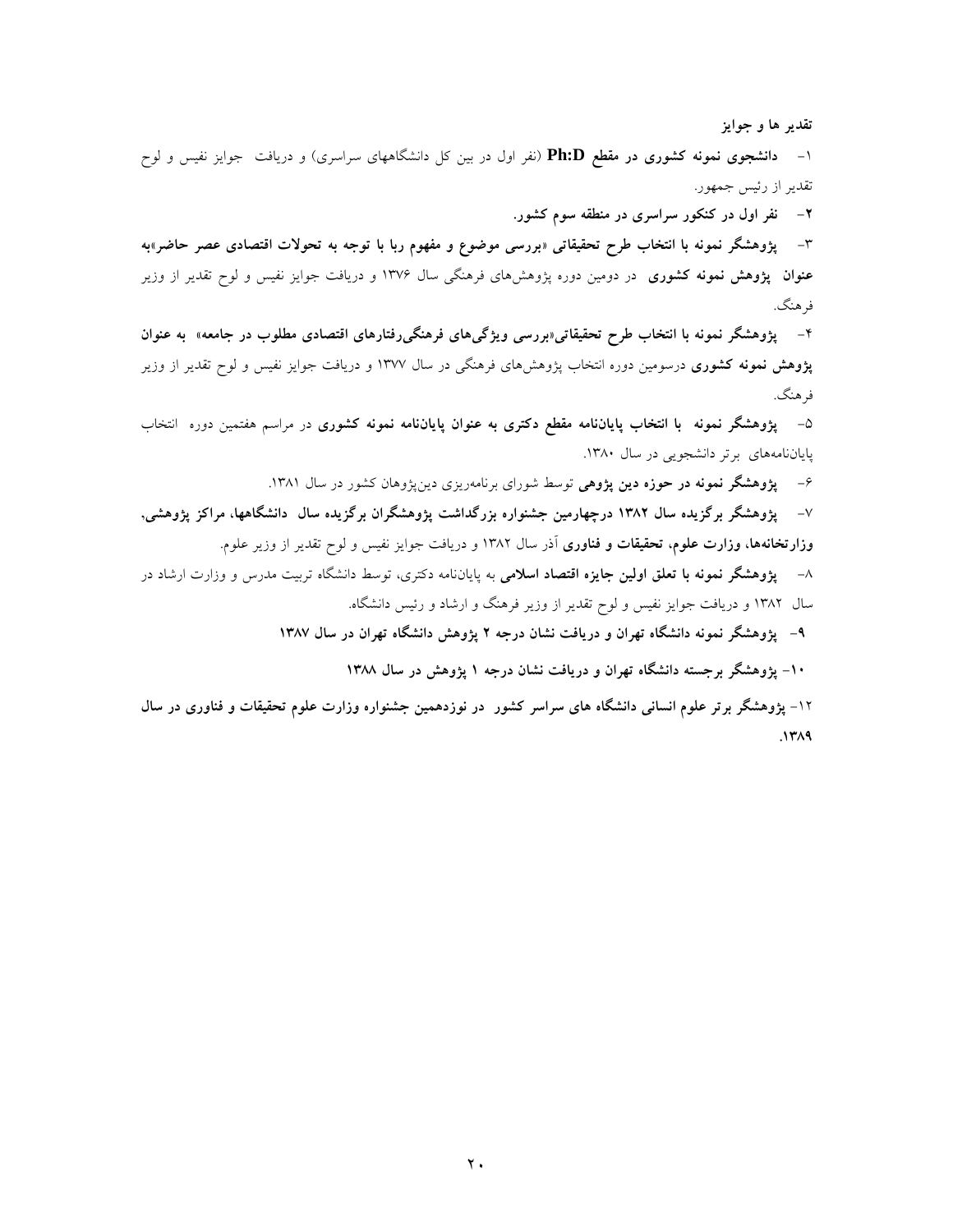**تقدیر ها و جوایز**

۱- **دانشجوی نمونه کشوری در مقطع Ph:D** (نفر اول در بین کل دانشگاههای سراسری) و دریافت جوایز نفیس و لوح تقدیر از رئیس جمهور.

۲- **نفر اول در کنکور سراسری در منطقه سوم کشور.**

۳- **پژوهشگر نمونه با انتخاب طرح تحقیقاتی «بررسی موضوع و مفهوم ربا با توجه به تحولات اقتصادی عصر حاضر»به عنوان پژوهش نمونه کشوری** در دومین دوره پژوهش‌های فرهنگی سال ۱۳۷۶ و دریافت جوایز نفیس و لوح تقدیر از وزیر فرهنگ.

۴- **پژوهشگر نمونه با انتخاب طرح تحقیقاتی«بررسی ویژگی‌های فرهنگی‌رفتارهای اقتصادی مطلوب در جامعه» به عنوان پژوهش نمونه کشوری** درسومین دوره انتخاب پژوهش‌های فرهنگی در سال ۱۳۷۷ و دریافت جوایز نفیس و لوح تقدیر از وزیر فرهنگ.

۵- **پژوهشگر نمونه با انتخاب پایان‌نامه مقطع دکتری به عنوان پایان‌نامه نمونه کشوری** در مراسم هفتمین دوره انتخاب پایان‌نامه‌های برتر دانشجویی در سال ۱۳۸۰.

۶- **پژوهشگر نمونه در حوزه دین پژوهی** توسط شورای برنامه‌ریزی دین‌پژوهان کشور در سال ۱۳۸۱.

۷- **پژوهشگر برگزیده سال ۱۳۸۲ درچهارمین جشنواره بزرگداشت پژوهشگران برگزیده سال دانشگاهها، مراکز پژوهشی، وزارتخانه‌ها، وزارت علوم، تحقیقات و فناوری** آذر سال ۱۳۸۲ و دریافت جوایز نفیس و لوح تقدیر از وزیر علوم.

۸- **پژوهشگر نمونه با تعلق اولین جایزه اقتصاد اسلامی** به پایان‌نامه دکتری، توسط دانشگاه تربیت مدرس و وزارت ارشاد در سال ۱۳۸۲ و دریافت جوایز نفیس و لوح تقدیر از وزیر فرهنگ و ارشاد و رئیس دانشگاه.

۹- **پژوهشگر نمونه دانشگاه تهران و دریافت نشان درجه ۲ پژوهش دانشگاه تهران در سال ۱۳۸۷**

۱۰- **پژوهشگر برجسته دانشگاه تهران و دریافت نشان درجه ۱ پژوهش در سال ۱۳۸۸**

۱۲- **پژوهشگر برتر علوم انسانی دانشگاه های سراسر کشور در نوزدهمین جشنواره وزارت علوم تحقیقات و فناوری در سال ۱۳۸۹.**